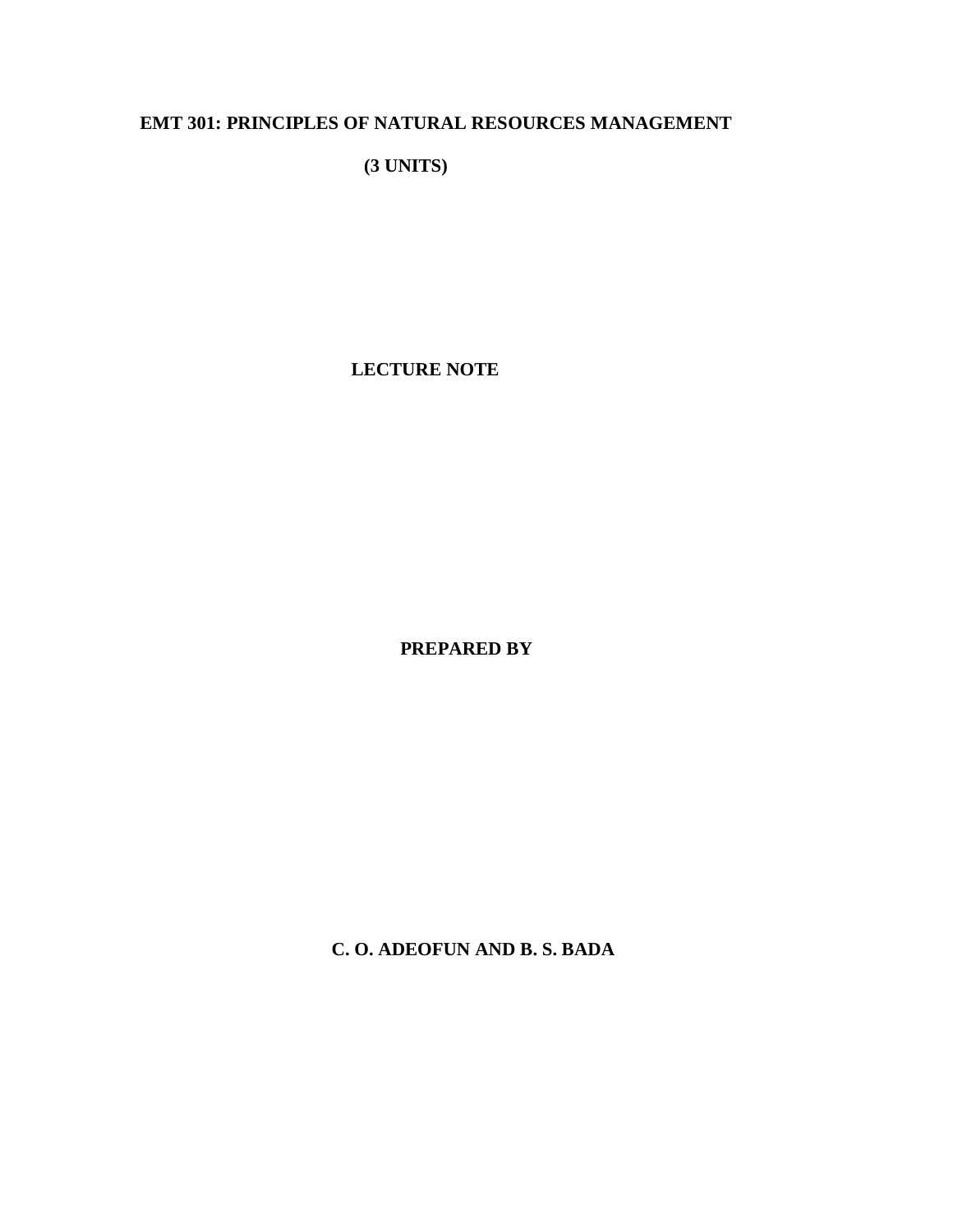# EMT 301: PRINCIPLES OF NATURAL RESOURCES MANAGEMENT

**(3 UNITS)**

**LECTURE NOTE**

**PREPARED BY**

**C. O. ADEOFUN AND B. S. BADA**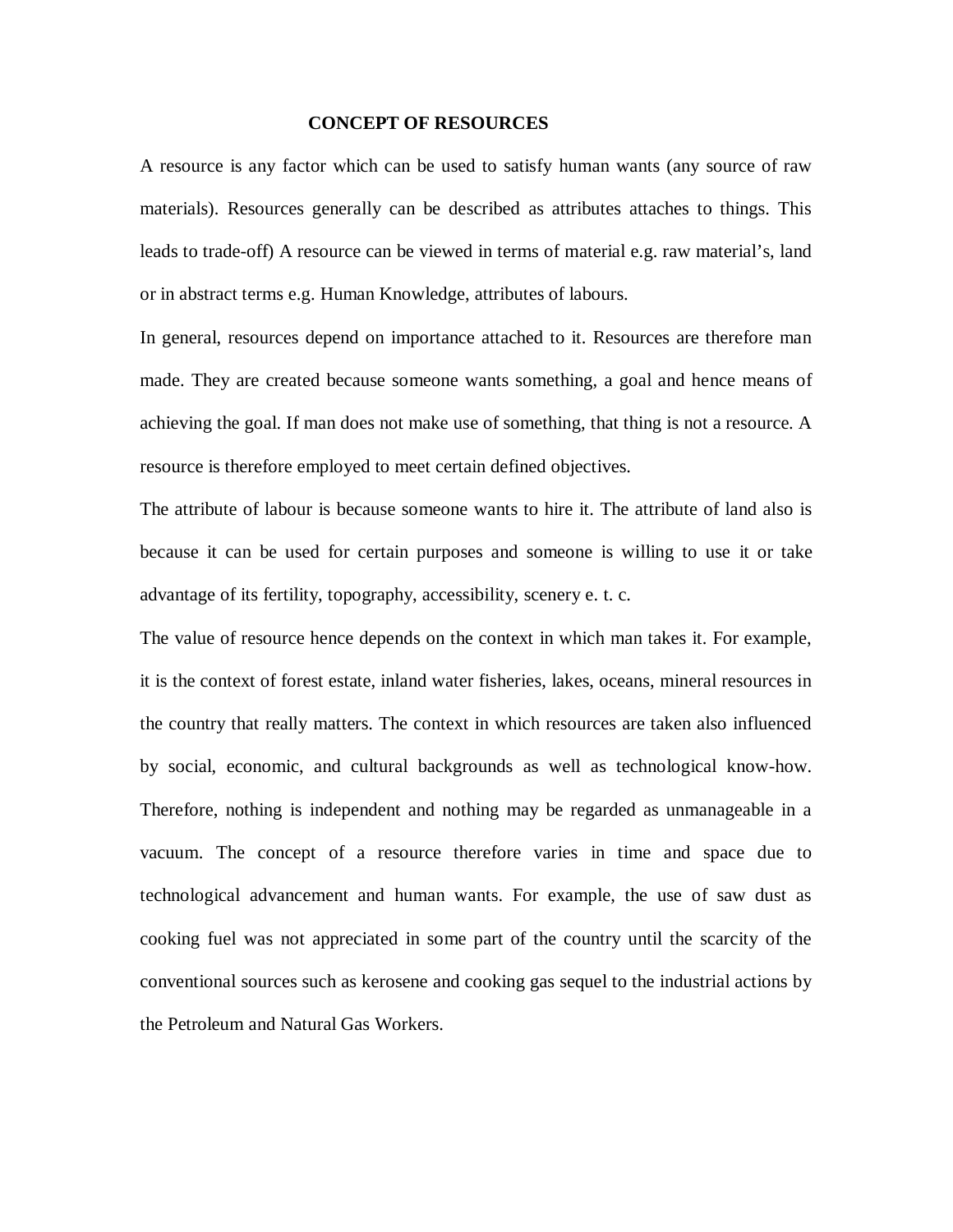## CONCEPT OF RESOURCES

A resource is any factor which can be used to satisfy human wants (any source of raw materials). Resources generally can be described as attributes attaches to things. This leads to trade-off) A resource can be viewed in terms of material e.g. raw material's, land or in abstract terms e.g. Human Knowledge, attributes of labours.

In general, resources depend on importance attached to it. Resources are therefore man made. They are created because someone wants something, a goal and hence means of achieving the goal. If man does not make use of something, that thing is not a resource. A resource is therefore employed to meet certain defined objectives.

The attribute of labour is because someone wants to hire it. The attribute of land also is because it can be used for certain purposes and someone is willing to use it or take advantage of its fertility, topography, accessibility, scenery e. t. c.

The value of resource hence depends on the context in which man takes it. For example, it is the context of forest estate, inland water fisheries, lakes, oceans, mineral resources in the country that really matters. The context in which resources are taken also influenced by social, economic, and cultural backgrounds as well as technological know-how. Therefore, nothing is independent and nothing may be regarded as unmanageable in a vacuum. The concept of a resource therefore varies in time and space due to technological advancement and human wants. For example, the use of saw dust as cooking fuel was not appreciated in some part of the country until the scarcity of the conventional sources such as kerosene and cooking gas sequel to the industrial actions by the Petroleum and Natural Gas Workers.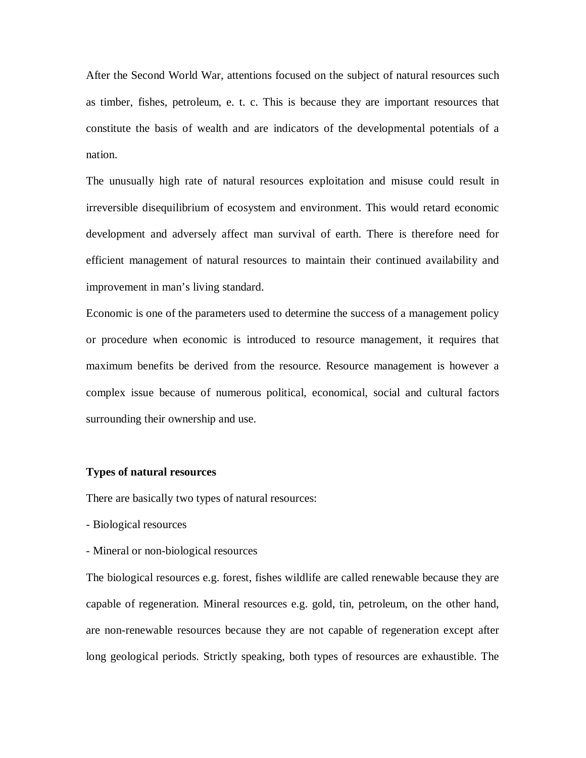After the Second World War, attentions focused on the subject of natural resources such as timber, fishes, petroleum, e. t. c. This is because they are important resources that constitute the basis of wealth and are indicators of the developmental potentials of a nation.

The unusually high rate of natural resources exploitation and misuse could result in irreversible disequilibrium of ecosystem and environment. This would retard economic development and adversely affect man survival of earth. There is therefore need for efficient management of natural resources to maintain their continued availability and improvement in man's living standard.

Economic is one of the parameters used to determine the success of a management policy or procedure when economic is introduced to resource management, it requires that maximum benefits be derived from the resource. Resource management is however a complex issue because of numerous political, economical, social and cultural factors surrounding their ownership and use.

**Types of natural resources**

There are basically two types of natural resources:

- Biological resources
- Mineral or non-biological resources

The biological resources e.g. forest, fishes wildlife are called renewable because they are capable of regeneration. Mineral resources e.g. gold, tin, petroleum, on the other hand, are non-renewable resources because they are not capable of regeneration except after long geological periods. Strictly speaking, both types of resources are exhaustible. The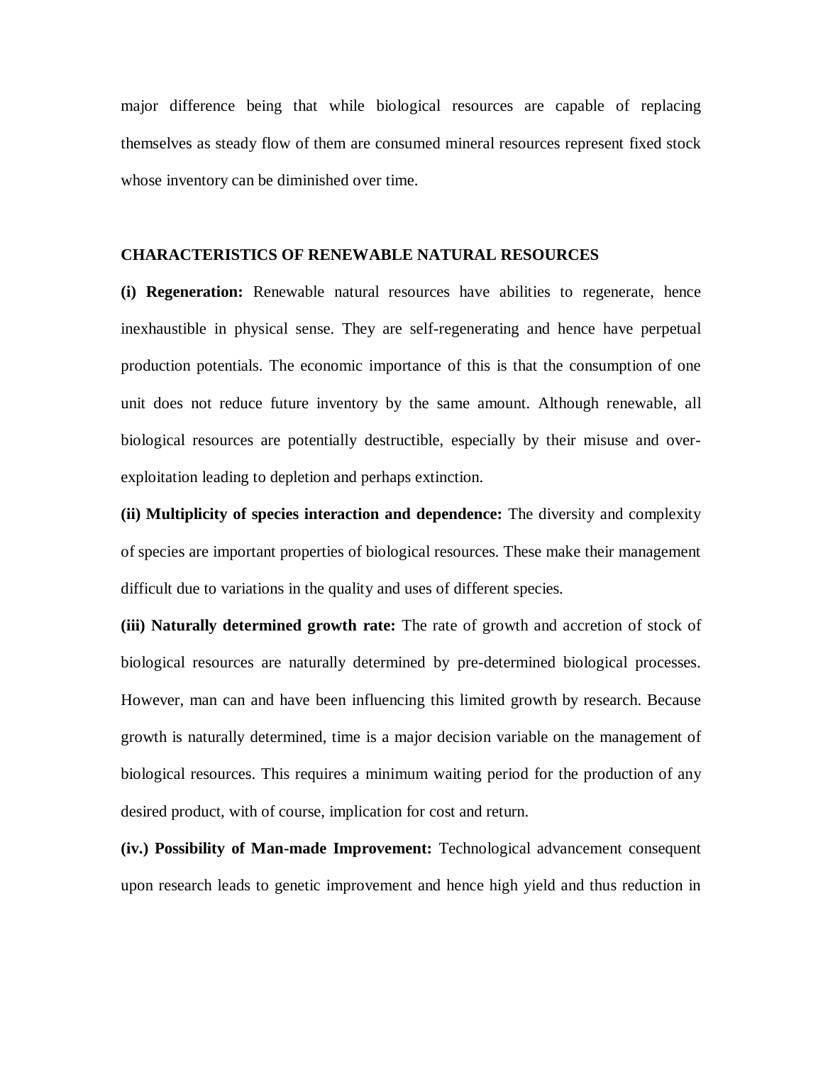major difference being that while biological resources are capable of replacing themselves as steady flow of them are consumed mineral resources represent fixed stock whose inventory can be diminished over time.

## CHARACTERISTICS OF RENEWABLE NATURAL RESOURCES

**(i) Regeneration:** Renewable natural resources have abilities to regenerate, hence inexhaustible in physical sense. They are self-regenerating and hence have perpetual production potentials. The economic importance of this is that the consumption of one unit does not reduce future inventory by the same amount. Although renewable, all biological resources are potentially destructible, especially by their misuse and over-exploitation leading to depletion and perhaps extinction.

**(ii) Multiplicity of species interaction and dependence:** The diversity and complexity of species are important properties of biological resources. These make their management difficult due to variations in the quality and uses of different species.

**(iii) Naturally determined growth rate:** The rate of growth and accretion of stock of biological resources are naturally determined by pre-determined biological processes. However, man can and have been influencing this limited growth by research. Because growth is naturally determined, time is a major decision variable on the management of biological resources. This requires a minimum waiting period for the production of any desired product, with of course, implication for cost and return.

**(iv.) Possibility of Man-made Improvement:** Technological advancement consequent upon research leads to genetic improvement and hence high yield and thus reduction in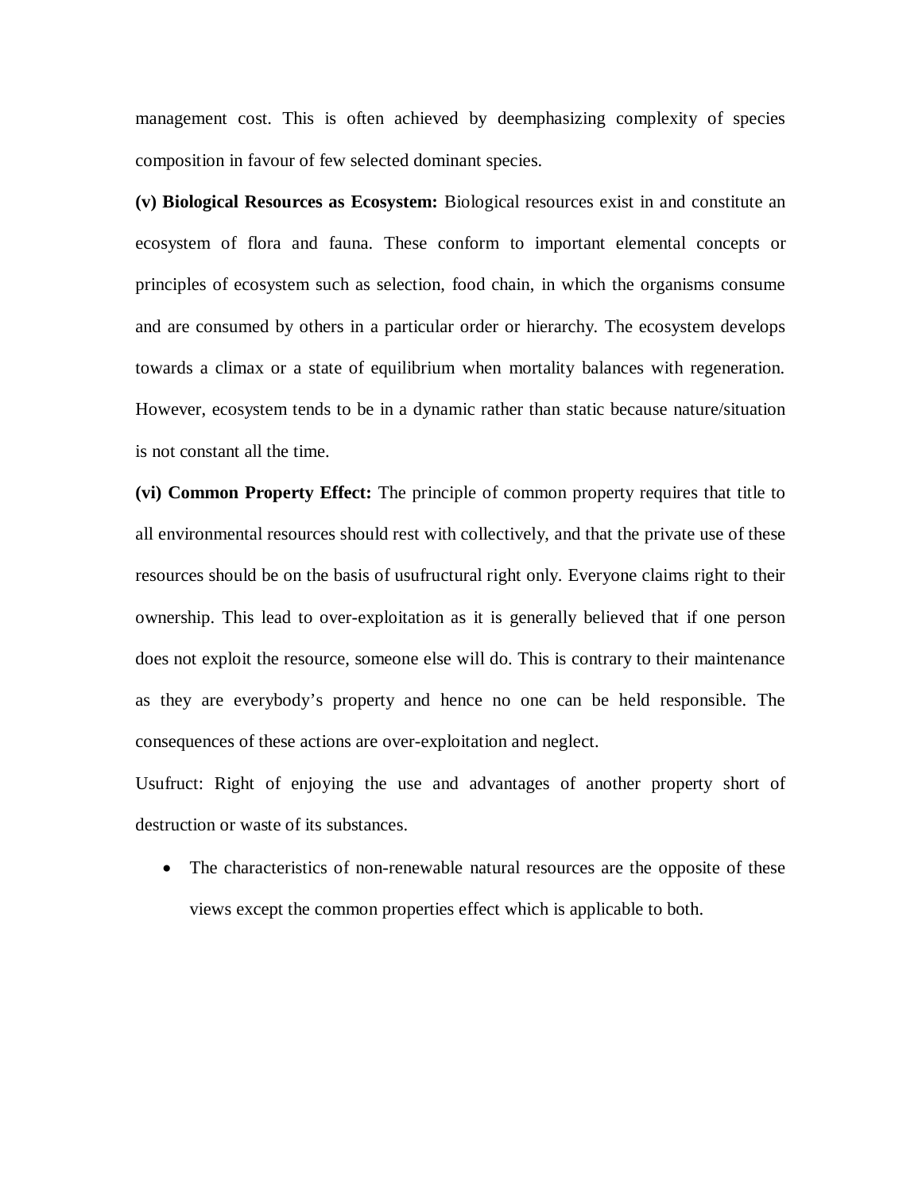management cost. This is often achieved by deemphasizing complexity of species composition in favour of few selected dominant species.

**(v) Biological Resources as Ecosystem:** Biological resources exist in and constitute an ecosystem of flora and fauna. These conform to important elemental concepts or principles of ecosystem such as selection, food chain, in which the organisms consume and are consumed by others in a particular order or hierarchy. The ecosystem develops towards a climax or a state of equilibrium when mortality balances with regeneration. However, ecosystem tends to be in a dynamic rather than static because nature/situation is not constant all the time.

**(vi) Common Property Effect:** The principle of common property requires that title to all environmental resources should rest with collectively, and that the private use of these resources should be on the basis of usufructural right only. Everyone claims right to their ownership. This lead to over-exploitation as it is generally believed that if one person does not exploit the resource, someone else will do. This is contrary to their maintenance as they are everybody's property and hence no one can be held responsible. The consequences of these actions are over-exploitation and neglect.

Usufruct: Right of enjoying the use and advantages of another property short of destruction or waste of its substances.

- The characteristics of non-renewable natural resources are the opposite of these views except the common properties effect which is applicable to both.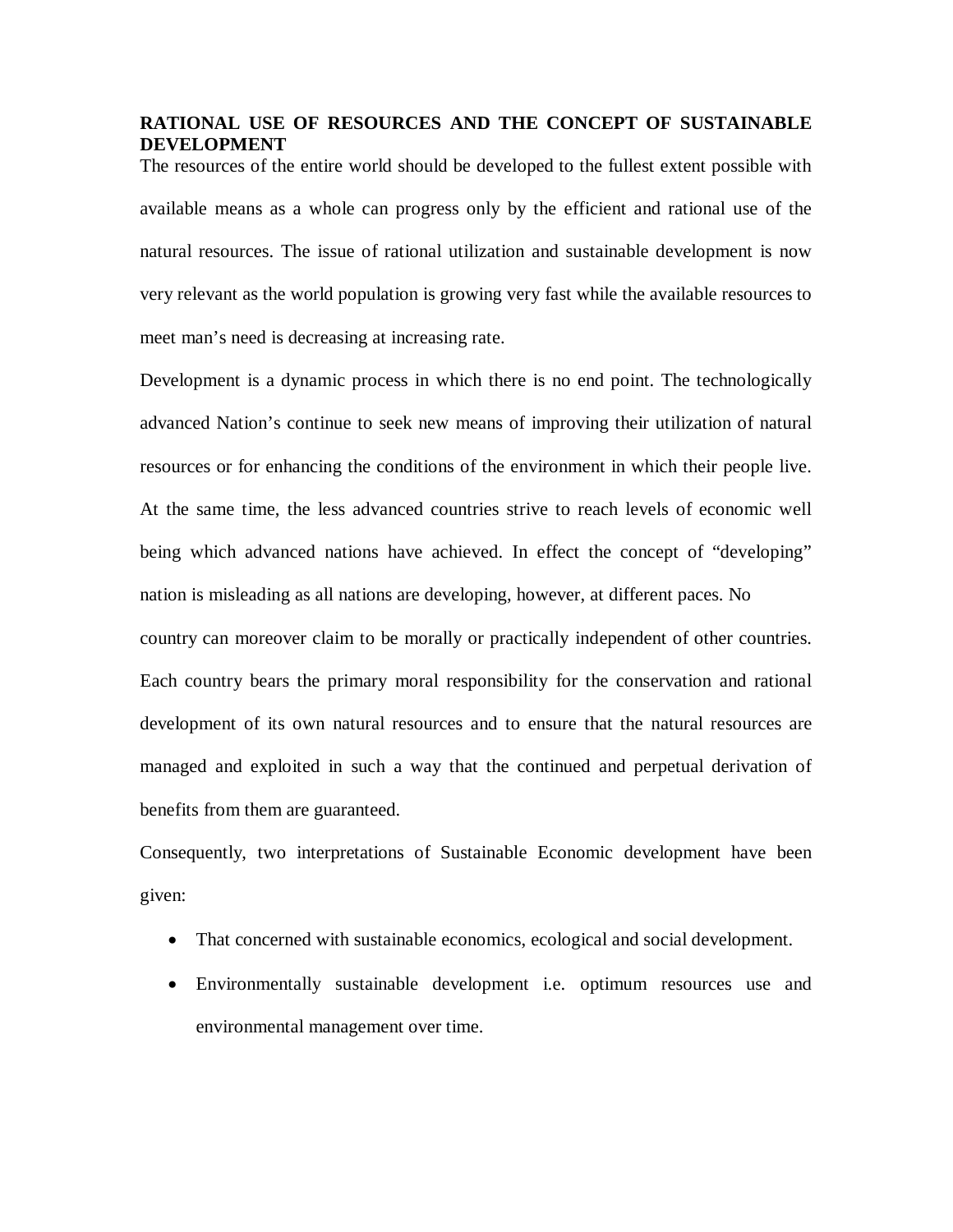**RATIONAL USE OF RESOURCES AND THE CONCEPT OF SUSTAINABLE DEVELOPMENT**

The resources of the entire world should be developed to the fullest extent possible with available means as a whole can progress only by the efficient and rational use of the natural resources. The issue of rational utilization and sustainable development is now very relevant as the world population is growing very fast while the available resources to meet man's need is decreasing at increasing rate.

Development is a dynamic process in which there is no end point. The technologically advanced Nation's continue to seek new means of improving their utilization of natural resources or for enhancing the conditions of the environment in which their people live. At the same time, the less advanced countries strive to reach levels of economic well being which advanced nations have achieved. In effect the concept of "developing" nation is misleading as all nations are developing, however, at different paces. No country can moreover claim to be morally or practically independent of other countries. Each country bears the primary moral responsibility for the conservation and rational development of its own natural resources and to ensure that the natural resources are managed and exploited in such a way that the continued and perpetual derivation of benefits from them are guaranteed.

Consequently, two interpretations of Sustainable Economic development have been given:

- That concerned with sustainable economics, ecological and social development.
- Environmentally sustainable development i.e. optimum resources use and environmental management over time.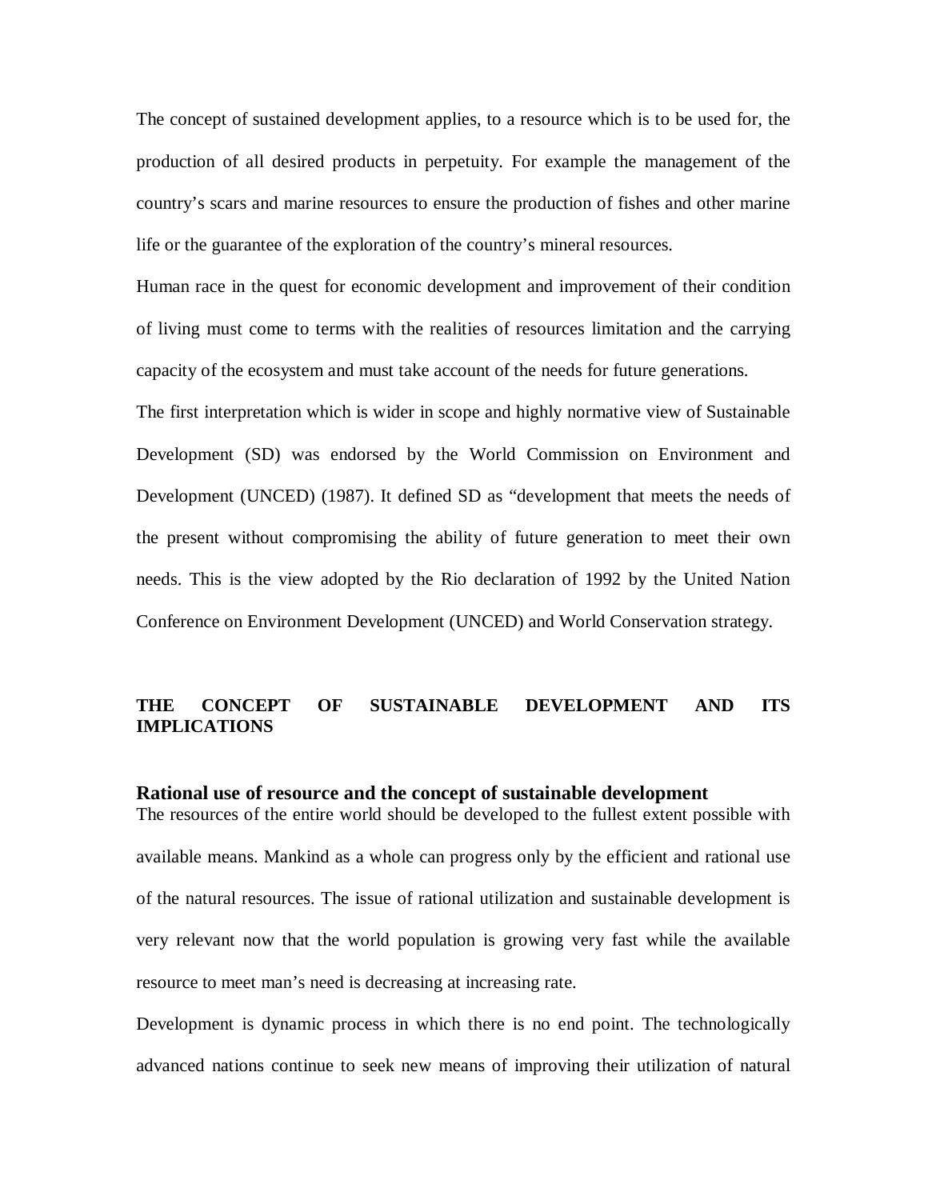The concept of sustained development applies, to a resource which is to be used for, the production of all desired products in perpetuity. For example the management of the country's scars and marine resources to ensure the production of fishes and other marine life or the guarantee of the exploration of the country's mineral resources.

Human race in the quest for economic development and improvement of their condition of living must come to terms with the realities of resources limitation and the carrying capacity of the ecosystem and must take account of the needs for future generations.

The first interpretation which is wider in scope and highly normative view of Sustainable Development (SD) was endorsed by the World Commission on Environment and Development (UNCED) (1987). It defined SD as "development that meets the needs of the present without compromising the ability of future generation to meet their own needs. This is the view adopted by the Rio declaration of 1992 by the United Nation Conference on Environment Development (UNCED) and World Conservation strategy.

## THE CONCEPT OF SUSTAINABLE DEVELOPMENT AND ITS IMPLICATIONS

### Rational use of resource and the concept of sustainable development

The resources of the entire world should be developed to the fullest extent possible with available means. Mankind as a whole can progress only by the efficient and rational use of the natural resources. The issue of rational utilization and sustainable development is very relevant now that the world population is growing very fast while the available resource to meet man's need is decreasing at increasing rate.

Development is dynamic process in which there is no end point. The technologically advanced nations continue to seek new means of improving their utilization of natural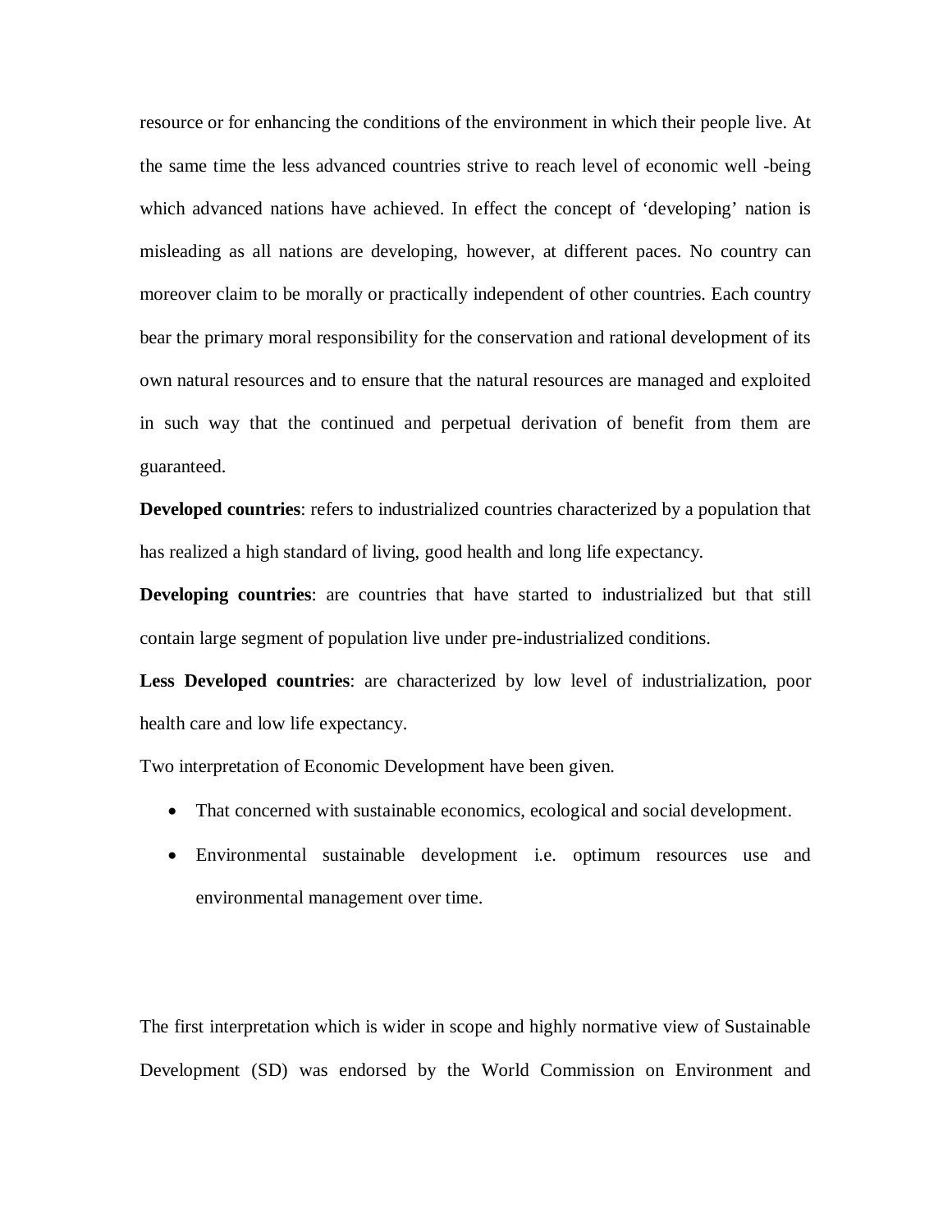resource or for enhancing the conditions of the environment in which their people live. At the same time the less advanced countries strive to reach level of economic well -being which advanced nations have achieved. In effect the concept of 'developing' nation is misleading as all nations are developing, however, at different paces. No country can moreover claim to be morally or practically independent of other countries. Each country bear the primary moral responsibility for the conservation and rational development of its own natural resources and to ensure that the natural resources are managed and exploited in such way that the continued and perpetual derivation of benefit from them are guaranteed.

**Developed countries**: refers to industrialized countries characterized by a population that has realized a high standard of living, good health and long life expectancy.

**Developing countries**: are countries that have started to industrialized but that still contain large segment of population live under pre-industrialized conditions.

**Less Developed countries**: are characterized by low level of industrialization, poor health care and low life expectancy.

Two interpretation of Economic Development have been given.

- That concerned with sustainable economics, ecological and social development.
- Environmental sustainable development i.e. optimum resources use and environmental management over time.

The first interpretation which is wider in scope and highly normative view of Sustainable Development (SD) was endorsed by the World Commission on Environment and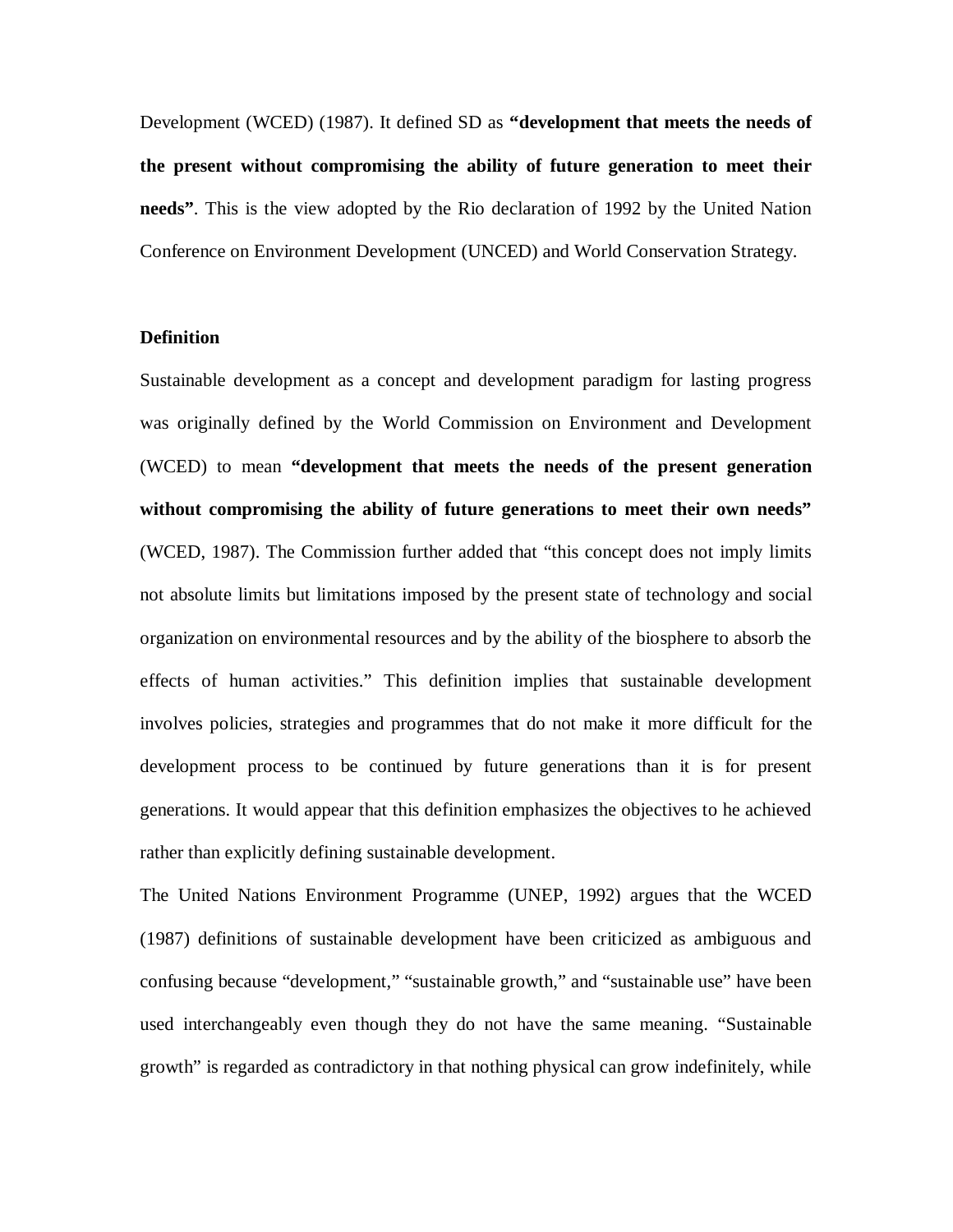Development (WCED) (1987). It defined SD as **"development that meets the needs of the present without compromising the ability of future generation to meet their needs"**. This is the view adopted by the Rio declaration of 1992 by the United Nation Conference on Environment Development (UNCED) and World Conservation Strategy.

**Definition**

Sustainable development as a concept and development paradigm for lasting progress was originally defined by the World Commission on Environment and Development (WCED) to mean **"development that meets the needs of the present generation without compromising the ability of future generations to meet their own needs"** (WCED, 1987). The Commission further added that "this concept does not imply limits not absolute limits but limitations imposed by the present state of technology and social organization on environmental resources and by the ability of the biosphere to absorb the effects of human activities." This definition implies that sustainable development involves policies, strategies and programmes that do not make it more difficult for the development process to be continued by future generations than it is for present generations. It would appear that this definition emphasizes the objectives to he achieved rather than explicitly defining sustainable development.

The United Nations Environment Programme (UNEP, 1992) argues that the WCED (1987) definitions of sustainable development have been criticized as ambiguous and confusing because "development," "sustainable growth," and "sustainable use" have been used interchangeably even though they do not have the same meaning. "Sustainable growth" is regarded as contradictory in that nothing physical can grow indefinitely, while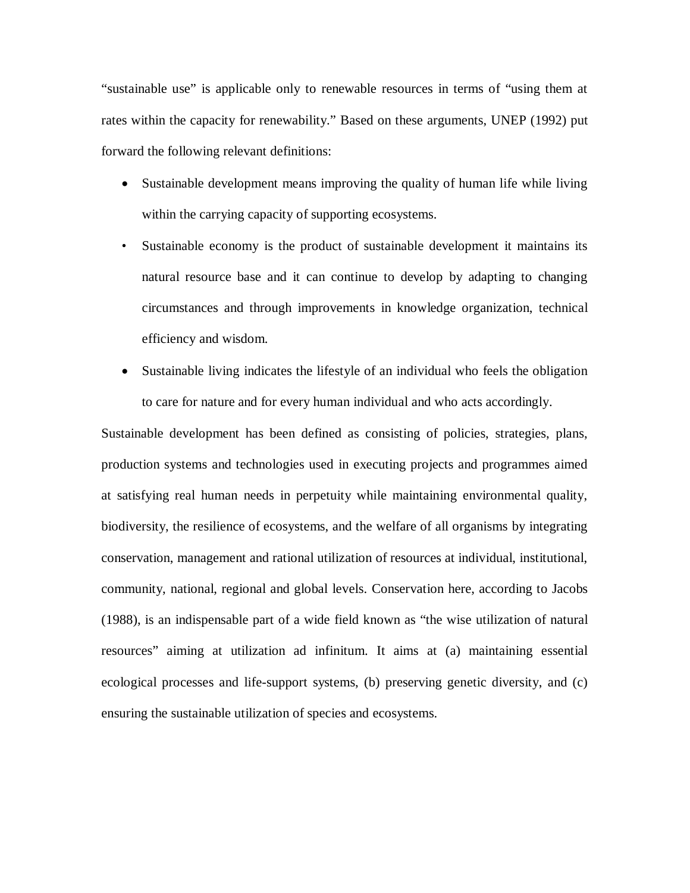"sustainable use" is applicable only to renewable resources in terms of "using them at rates within the capacity for renewability." Based on these arguments, UNEP (1992) put forward the following relevant definitions:

- Sustainable development means improving the quality of human life while living within the carrying capacity of supporting ecosystems.
- Sustainable economy is the product of sustainable development it maintains its natural resource base and it can continue to develop by adapting to changing circumstances and through improvements in knowledge organization, technical efficiency and wisdom.
- Sustainable living indicates the lifestyle of an individual who feels the obligation to care for nature and for every human individual and who acts accordingly.

Sustainable development has been defined as consisting of policies, strategies, plans, production systems and technologies used in executing projects and programmes aimed at satisfying real human needs in perpetuity while maintaining environmental quality, biodiversity, the resilience of ecosystems, and the welfare of all organisms by integrating conservation, management and rational utilization of resources at individual, institutional, community, national, regional and global levels. Conservation here, according to Jacobs (1988), is an indispensable part of a wide field known as "the wise utilization of natural resources" aiming at utilization ad infinitum. It aims at (a) maintaining essential ecological processes and life-support systems, (b) preserving genetic diversity, and (c) ensuring the sustainable utilization of species and ecosystems.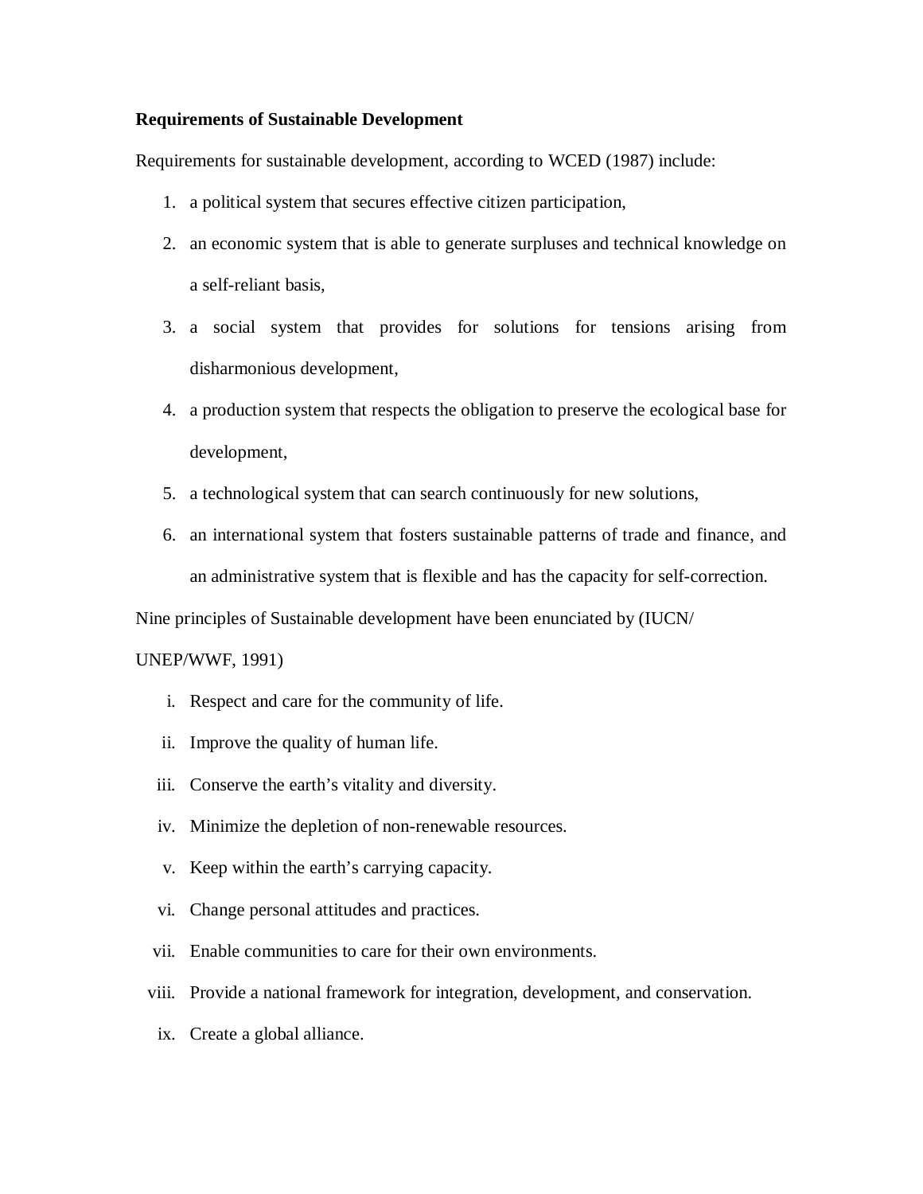**Requirements of Sustainable Development**

Requirements for sustainable development, according to WCED (1987) include:

1. a political system that secures effective citizen participation,
2. an economic system that is able to generate surpluses and technical knowledge on a self-reliant basis,
3. a social system that provides for solutions for tensions arising from disharmonious development,
4. a production system that respects the obligation to preserve the ecological base for development,
5. a technological system that can search continuously for new solutions,
6. an international system that fosters sustainable patterns of trade and finance, and an administrative system that is flexible and has the capacity for self-correction.

Nine principles of Sustainable development have been enunciated by (IUCN/ UNEP/WWF, 1991)

i. Respect and care for the community of life.
ii. Improve the quality of human life.
iii. Conserve the earth's vitality and diversity.
iv. Minimize the depletion of non-renewable resources.
v. Keep within the earth's carrying capacity.
vi. Change personal attitudes and practices.
vii. Enable communities to care for their own environments.
viii. Provide a national framework for integration, development, and conservation.
ix. Create a global alliance.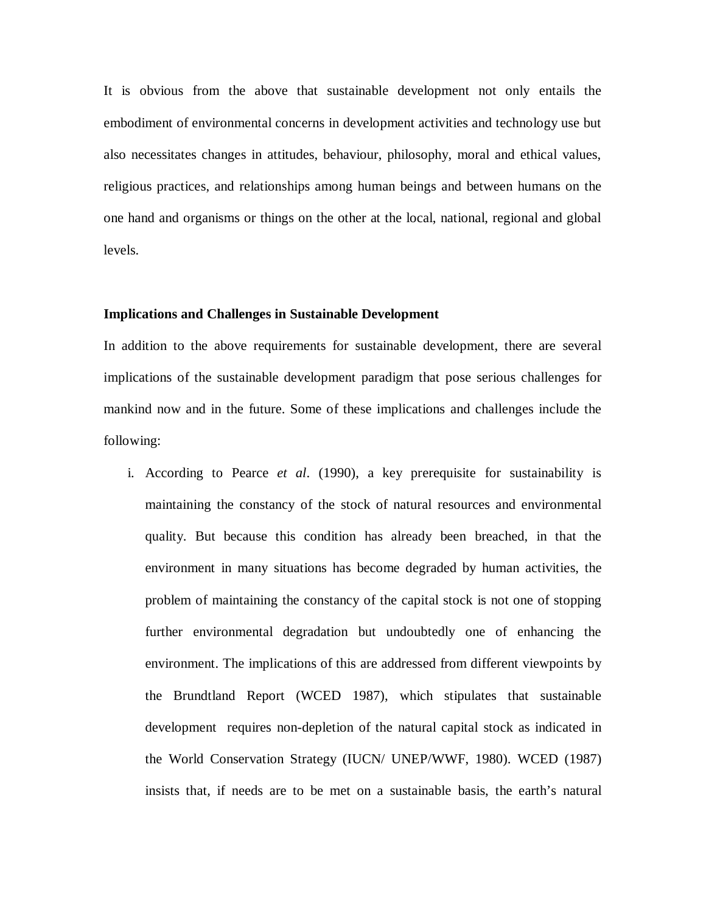It is obvious from the above that sustainable development not only entails the embodiment of environmental concerns in development activities and technology use but also necessitates changes in attitudes, behaviour, philosophy, moral and ethical values, religious practices, and relationships among human beings and between humans on the one hand and organisms or things on the other at the local, national, regional and global levels.

**Implications and Challenges in Sustainable Development**

In addition to the above requirements for sustainable development, there are several implications of the sustainable development paradigm that pose serious challenges for mankind now and in the future. Some of these implications and challenges include the following:

i. According to Pearce *et al*. (1990), a key prerequisite for sustainability is maintaining the constancy of the stock of natural resources and environmental quality. But because this condition has already been breached, in that the environment in many situations has become degraded by human activities, the problem of maintaining the constancy of the capital stock is not one of stopping further environmental degradation but undoubtedly one of enhancing the environment. The implications of this are addressed from different viewpoints by the Brundtland Report (WCED 1987), which stipulates that sustainable development requires non-depletion of the natural capital stock as indicated in the World Conservation Strategy (IUCN/ UNEP/WWF, 1980). WCED (1987) insists that, if needs are to be met on a sustainable basis, the earth's natural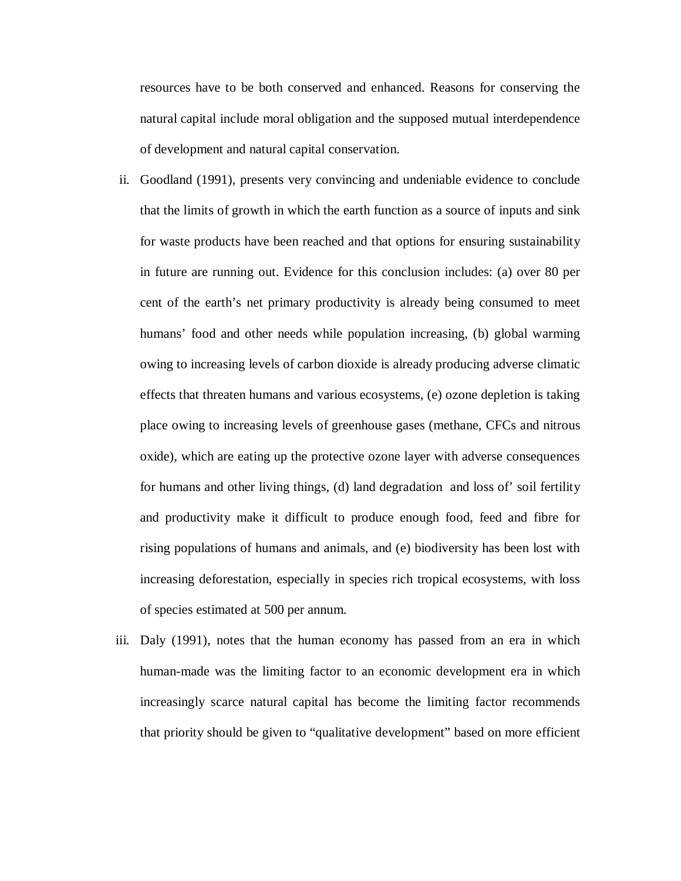resources have to be both conserved and enhanced. Reasons for conserving the natural capital include moral obligation and the supposed mutual interdependence of development and natural capital conservation.

ii. Goodland (1991), presents very convincing and undeniable evidence to conclude that the limits of growth in which the earth function as a source of inputs and sink for waste products have been reached and that options for ensuring sustainability in future are running out. Evidence for this conclusion includes: (a) over 80 per cent of the earth's net primary productivity is already being consumed to meet humans' food and other needs while population increasing, (b) global warming owing to increasing levels of carbon dioxide is already producing adverse climatic effects that threaten humans and various ecosystems, (e) ozone depletion is taking place owing to increasing levels of greenhouse gases (methane, CFCs and nitrous oxide), which are eating up the protective ozone layer with adverse consequences for humans and other living things, (d) land degradation and loss of' soil fertility and productivity make it difficult to produce enough food, feed and fibre for rising populations of humans and animals, and (e) biodiversity has been lost with increasing deforestation, especially in species rich tropical ecosystems, with loss of species estimated at 500 per annum.

iii. Daly (1991), notes that the human economy has passed from an era in which human-made was the limiting factor to an economic development era in which increasingly scarce natural capital has become the limiting factor recommends that priority should be given to "qualitative development" based on more efficient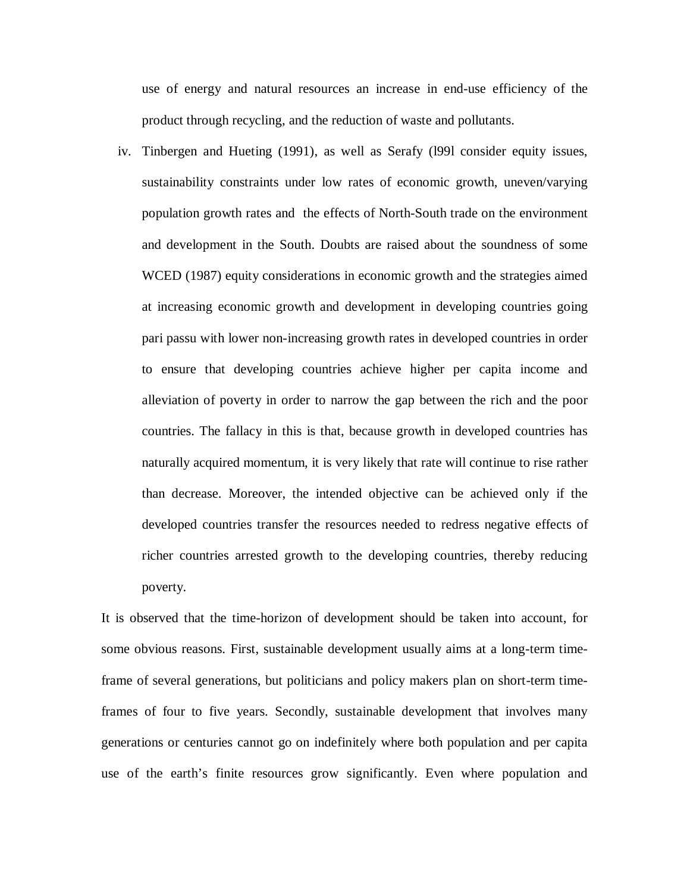use of energy and natural resources an increase in end-use efficiency of the product through recycling, and the reduction of waste and pollutants.

iv. Tinbergen and Hueting (1991), as well as Serafy (l99l consider equity issues, sustainability constraints under low rates of economic growth, uneven/varying population growth rates and the effects of North-South trade on the environment and development in the South. Doubts are raised about the soundness of some WCED (1987) equity considerations in economic growth and the strategies aimed at increasing economic growth and development in developing countries going pari passu with lower non-increasing growth rates in developed countries in order to ensure that developing countries achieve higher per capita income and alleviation of poverty in order to narrow the gap between the rich and the poor countries. The fallacy in this is that, because growth in developed countries has naturally acquired momentum, it is very likely that rate will continue to rise rather than decrease. Moreover, the intended objective can be achieved only if the developed countries transfer the resources needed to redress negative effects of richer countries arrested growth to the developing countries, thereby reducing poverty.

It is observed that the time-horizon of development should be taken into account, for some obvious reasons. First, sustainable development usually aims at a long-term time-frame of several generations, but politicians and policy makers plan on short-term time-frames of four to five years. Secondly, sustainable development that involves many generations or centuries cannot go on indefinitely where both population and per capita use of the earth's finite resources grow significantly. Even where population and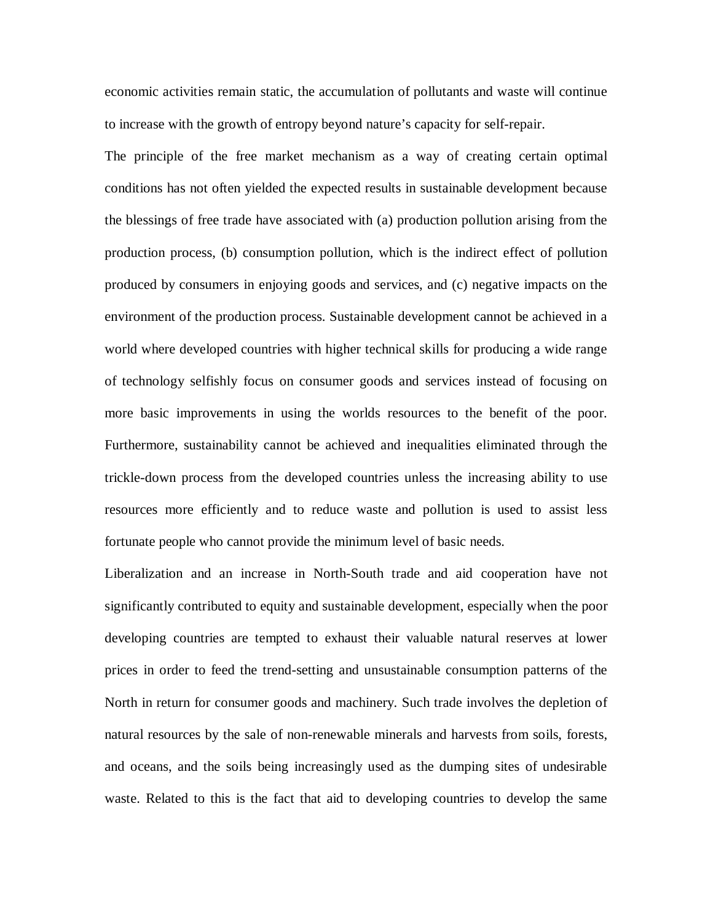economic activities remain static, the accumulation of pollutants and waste will continue to increase with the growth of entropy beyond nature's capacity for self-repair.

The principle of the free market mechanism as a way of creating certain optimal conditions has not often yielded the expected results in sustainable development because the blessings of free trade have associated with (a) production pollution arising from the production process, (b) consumption pollution, which is the indirect effect of pollution produced by consumers in enjoying goods and services, and (c) negative impacts on the environment of the production process. Sustainable development cannot be achieved in a world where developed countries with higher technical skills for producing a wide range of technology selfishly focus on consumer goods and services instead of focusing on more basic improvements in using the worlds resources to the benefit of the poor. Furthermore, sustainability cannot be achieved and inequalities eliminated through the trickle-down process from the developed countries unless the increasing ability to use resources more efficiently and to reduce waste and pollution is used to assist less fortunate people who cannot provide the minimum level of basic needs.

Liberalization and an increase in North-South trade and aid cooperation have not significantly contributed to equity and sustainable development, especially when the poor developing countries are tempted to exhaust their valuable natural reserves at lower prices in order to feed the trend-setting and unsustainable consumption patterns of the North in return for consumer goods and machinery. Such trade involves the depletion of natural resources by the sale of non-renewable minerals and harvests from soils, forests, and oceans, and the soils being increasingly used as the dumping sites of undesirable waste. Related to this is the fact that aid to developing countries to develop the same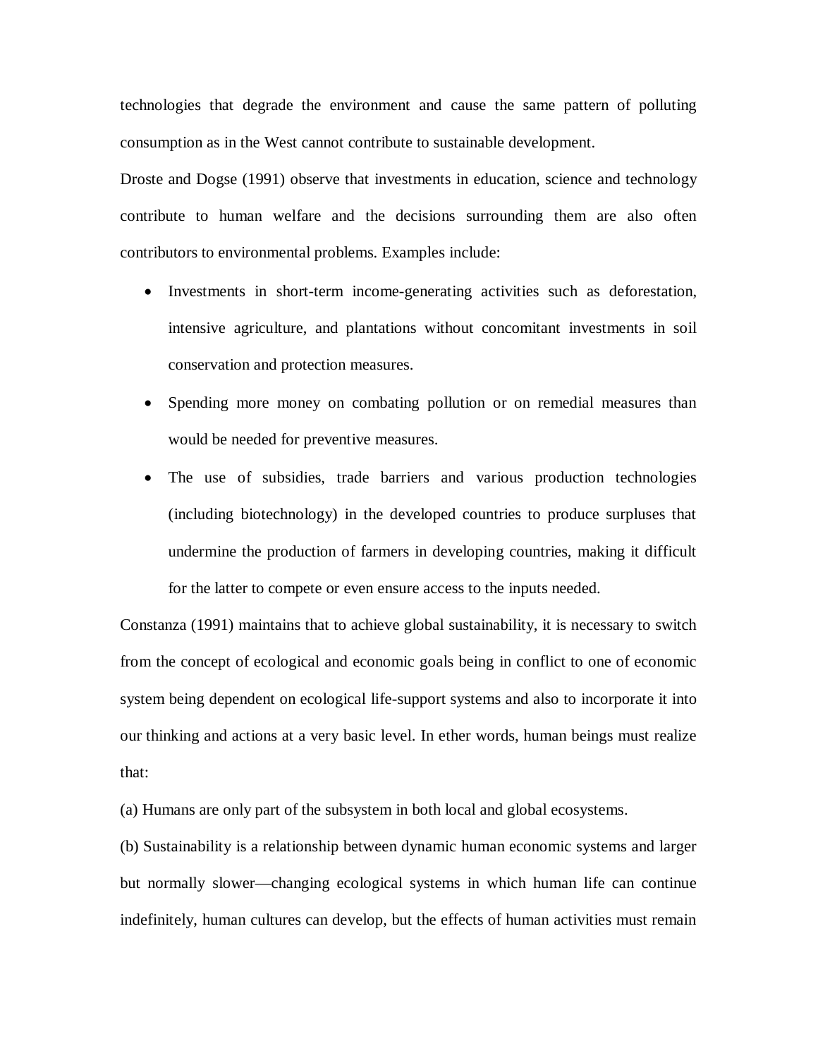technologies that degrade the environment and cause the same pattern of polluting consumption as in the West cannot contribute to sustainable development.

Droste and Dogse (1991) observe that investments in education, science and technology contribute to human welfare and the decisions surrounding them are also often contributors to environmental problems. Examples include:

- Investments in short-term income-generating activities such as deforestation, intensive agriculture, and plantations without concomitant investments in soil conservation and protection measures.
- Spending more money on combating pollution or on remedial measures than would be needed for preventive measures.
- The use of subsidies, trade barriers and various production technologies (including biotechnology) in the developed countries to produce surpluses that undermine the production of farmers in developing countries, making it difficult for the latter to compete or even ensure access to the inputs needed.

Constanza (1991) maintains that to achieve global sustainability, it is necessary to switch from the concept of ecological and economic goals being in conflict to one of economic system being dependent on ecological life-support systems and also to incorporate it into our thinking and actions at a very basic level. In ether words, human beings must realize that:

(a) Humans are only part of the subsystem in both local and global ecosystems.

(b) Sustainability is a relationship between dynamic human economic systems and larger but normally slower—changing ecological systems in which human life can continue indefinitely, human cultures can develop, but the effects of human activities must remain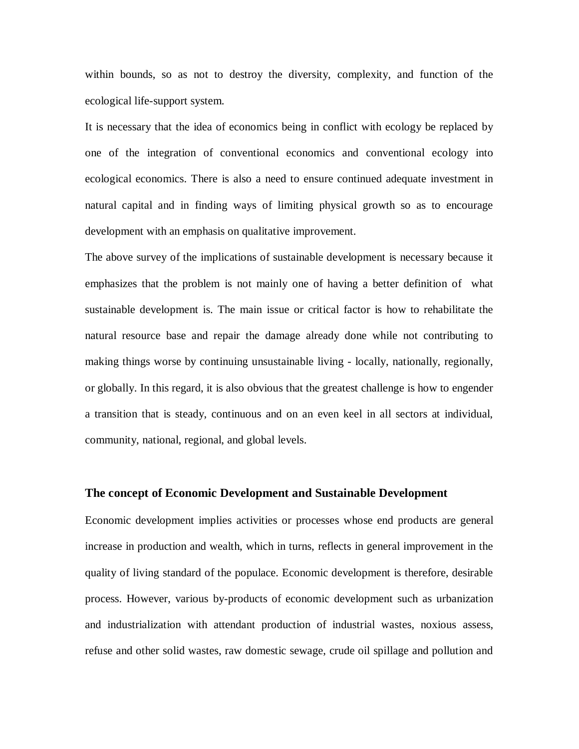within bounds, so as not to destroy the diversity, complexity, and function of the ecological life-support system.

It is necessary that the idea of economics being in conflict with ecology be replaced by one of the integration of conventional economics and conventional ecology into ecological economics. There is also a need to ensure continued adequate investment in natural capital and in finding ways of limiting physical growth so as to encourage development with an emphasis on qualitative improvement.

The above survey of the implications of sustainable development is necessary because it emphasizes that the problem is not mainly one of having a better definition of what sustainable development is. The main issue or critical factor is how to rehabilitate the natural resource base and repair the damage already done while not contributing to making things worse by continuing unsustainable living - locally, nationally, regionally, or globally. In this regard, it is also obvious that the greatest challenge is how to engender a transition that is steady, continuous and on an even keel in all sectors at individual, community, national, regional, and global levels.

### The concept of Economic Development and Sustainable Development

Economic development implies activities or processes whose end products are general increase in production and wealth, which in turns, reflects in general improvement in the quality of living standard of the populace. Economic development is therefore, desirable process. However, various by-products of economic development such as urbanization and industrialization with attendant production of industrial wastes, noxious assess, refuse and other solid wastes, raw domestic sewage, crude oil spillage and pollution and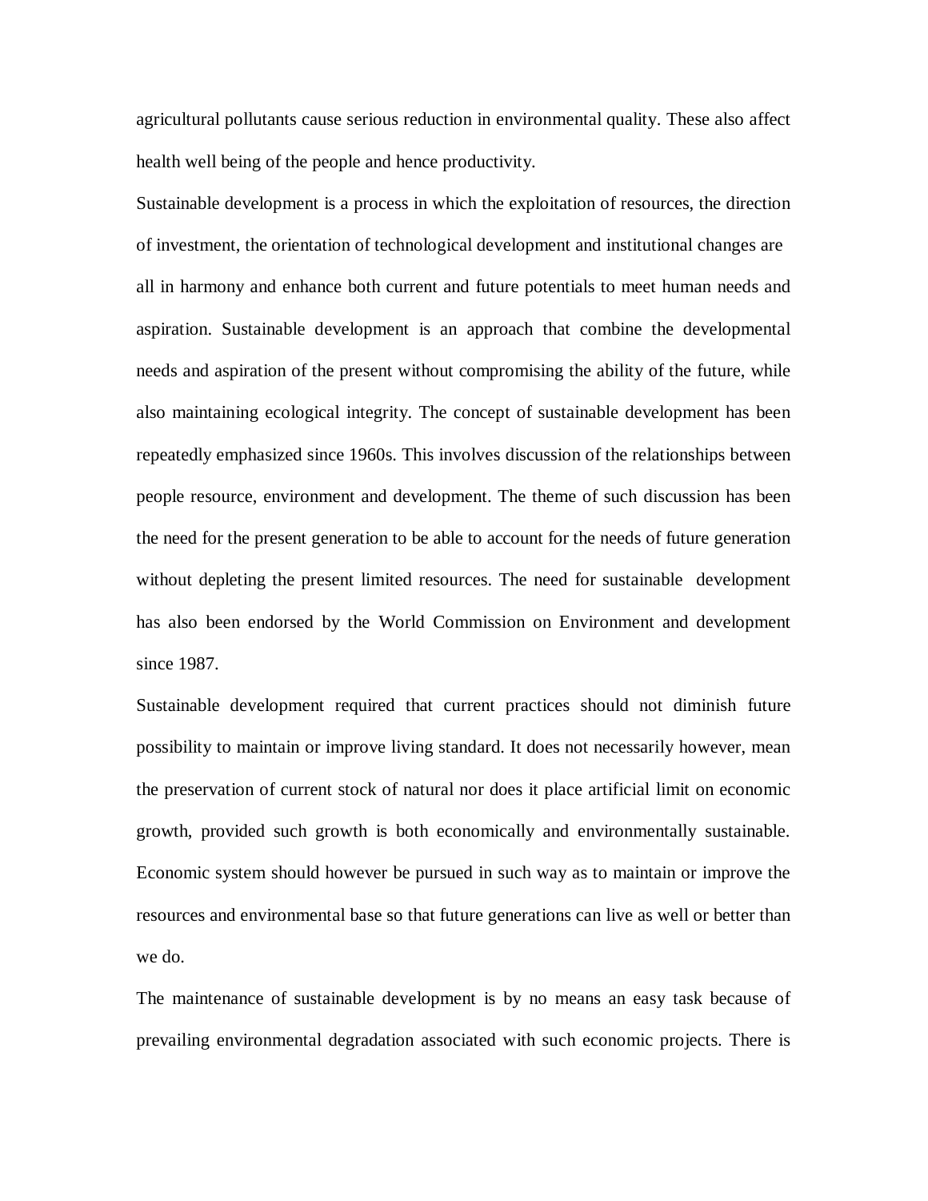agricultural pollutants cause serious reduction in environmental quality. These also affect health well being of the people and hence productivity.

Sustainable development is a process in which the exploitation of resources, the direction of investment, the orientation of technological development and institutional changes are all in harmony and enhance both current and future potentials to meet human needs and aspiration. Sustainable development is an approach that combine the developmental needs and aspiration of the present without compromising the ability of the future, while also maintaining ecological integrity. The concept of sustainable development has been repeatedly emphasized since 1960s. This involves discussion of the relationships between people resource, environment and development. The theme of such discussion has been the need for the present generation to be able to account for the needs of future generation without depleting the present limited resources. The need for sustainable development has also been endorsed by the World Commission on Environment and development since 1987.

Sustainable development required that current practices should not diminish future possibility to maintain or improve living standard. It does not necessarily however, mean the preservation of current stock of natural nor does it place artificial limit on economic growth, provided such growth is both economically and environmentally sustainable. Economic system should however be pursued in such way as to maintain or improve the resources and environmental base so that future generations can live as well or better than we do.

The maintenance of sustainable development is by no means an easy task because of prevailing environmental degradation associated with such economic projects. There is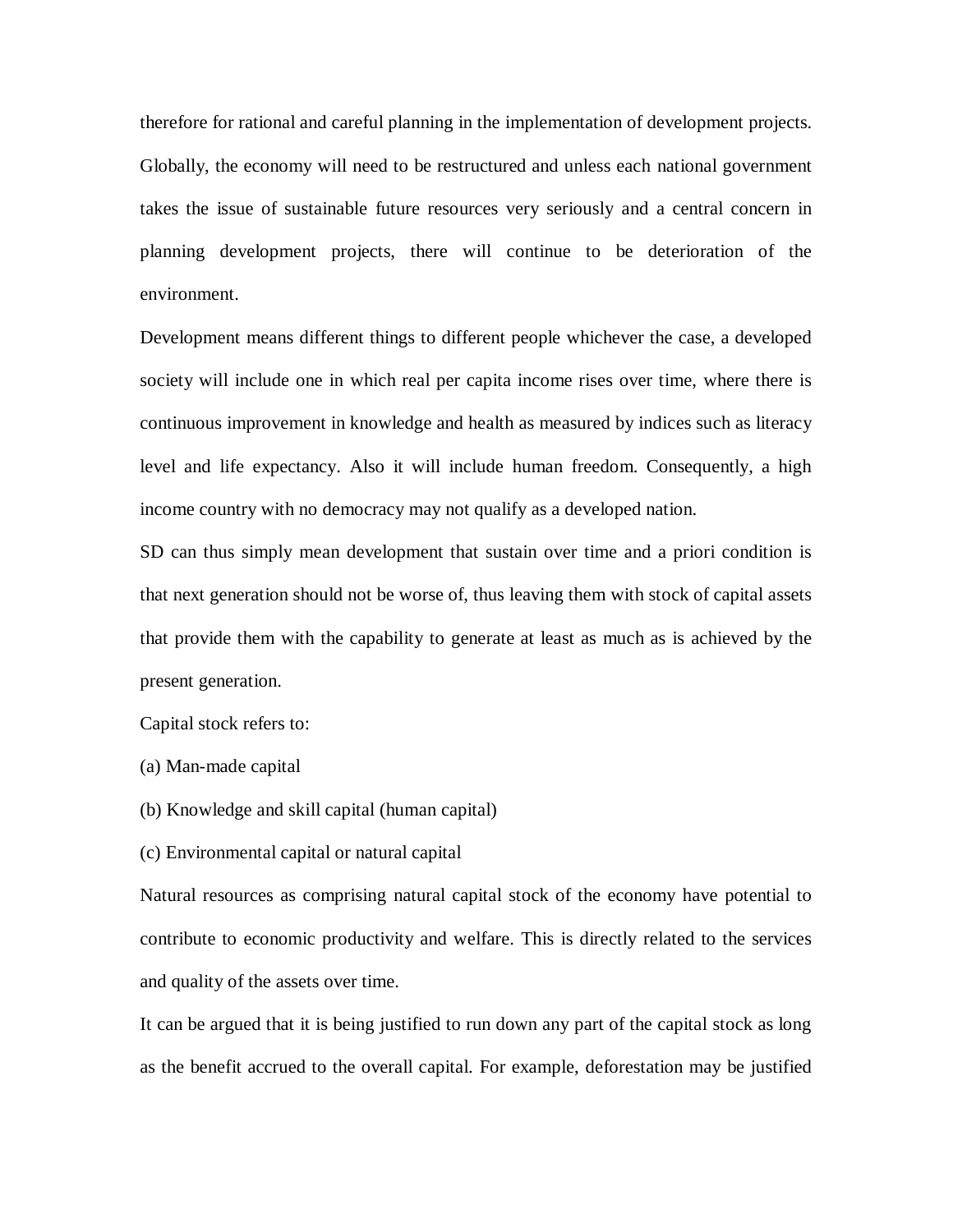therefore for rational and careful planning in the implementation of development projects. Globally, the economy will need to be restructured and unless each national government takes the issue of sustainable future resources very seriously and a central concern in planning development projects, there will continue to be deterioration of the environment.

Development means different things to different people whichever the case, a developed society will include one in which real per capita income rises over time, where there is continuous improvement in knowledge and health as measured by indices such as literacy level and life expectancy. Also it will include human freedom. Consequently, a high income country with no democracy may not qualify as a developed nation.

SD can thus simply mean development that sustain over time and a priori condition is that next generation should not be worse of, thus leaving them with stock of capital assets that provide them with the capability to generate at least as much as is achieved by the present generation.

Capital stock refers to:

(a) Man-made capital

(b) Knowledge and skill capital (human capital)

(c) Environmental capital or natural capital

Natural resources as comprising natural capital stock of the economy have potential to contribute to economic productivity and welfare. This is directly related to the services and quality of the assets over time.

It can be argued that it is being justified to run down any part of the capital stock as long as the benefit accrued to the overall capital. For example, deforestation may be justified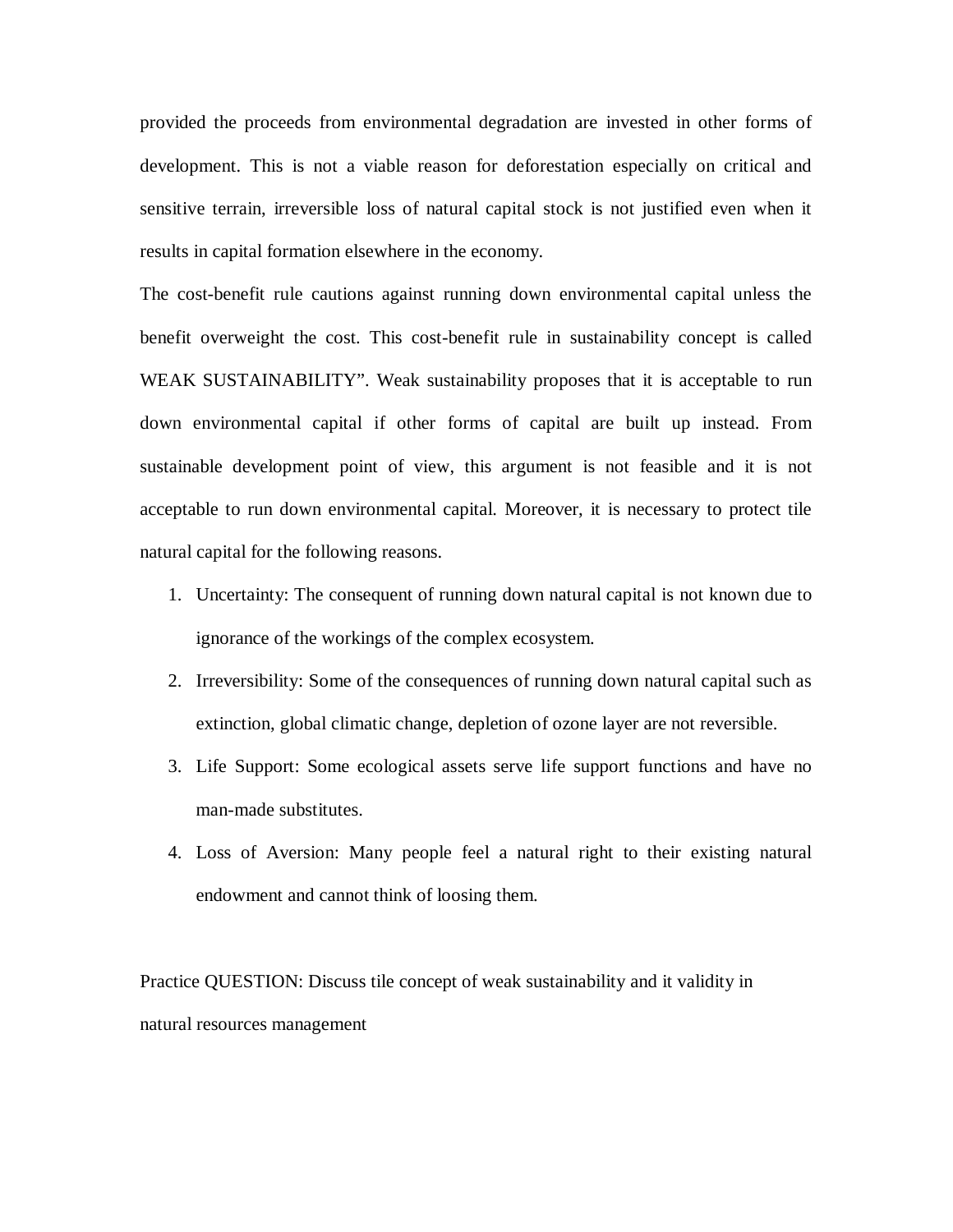provided the proceeds from environmental degradation are invested in other forms of development. This is not a viable reason for deforestation especially on critical and sensitive terrain, irreversible loss of natural capital stock is not justified even when it results in capital formation elsewhere in the economy.

The cost-benefit rule cautions against running down environmental capital unless the benefit overweight the cost. This cost-benefit rule in sustainability concept is called WEAK SUSTAINABILITY". Weak sustainability proposes that it is acceptable to run down environmental capital if other forms of capital are built up instead. From sustainable development point of view, this argument is not feasible and it is not acceptable to run down environmental capital. Moreover, it is necessary to protect tile natural capital for the following reasons.

1. Uncertainty: The consequent of running down natural capital is not known due to ignorance of the workings of the complex ecosystem.
2. Irreversibility: Some of the consequences of running down natural capital such as extinction, global climatic change, depletion of ozone layer are not reversible.
3. Life Support: Some ecological assets serve life support functions and have no man-made substitutes.
4. Loss of Aversion: Many people feel a natural right to their existing natural endowment and cannot think of loosing them.

Practice QUESTION: Discuss tile concept of weak sustainability and it validity in natural resources management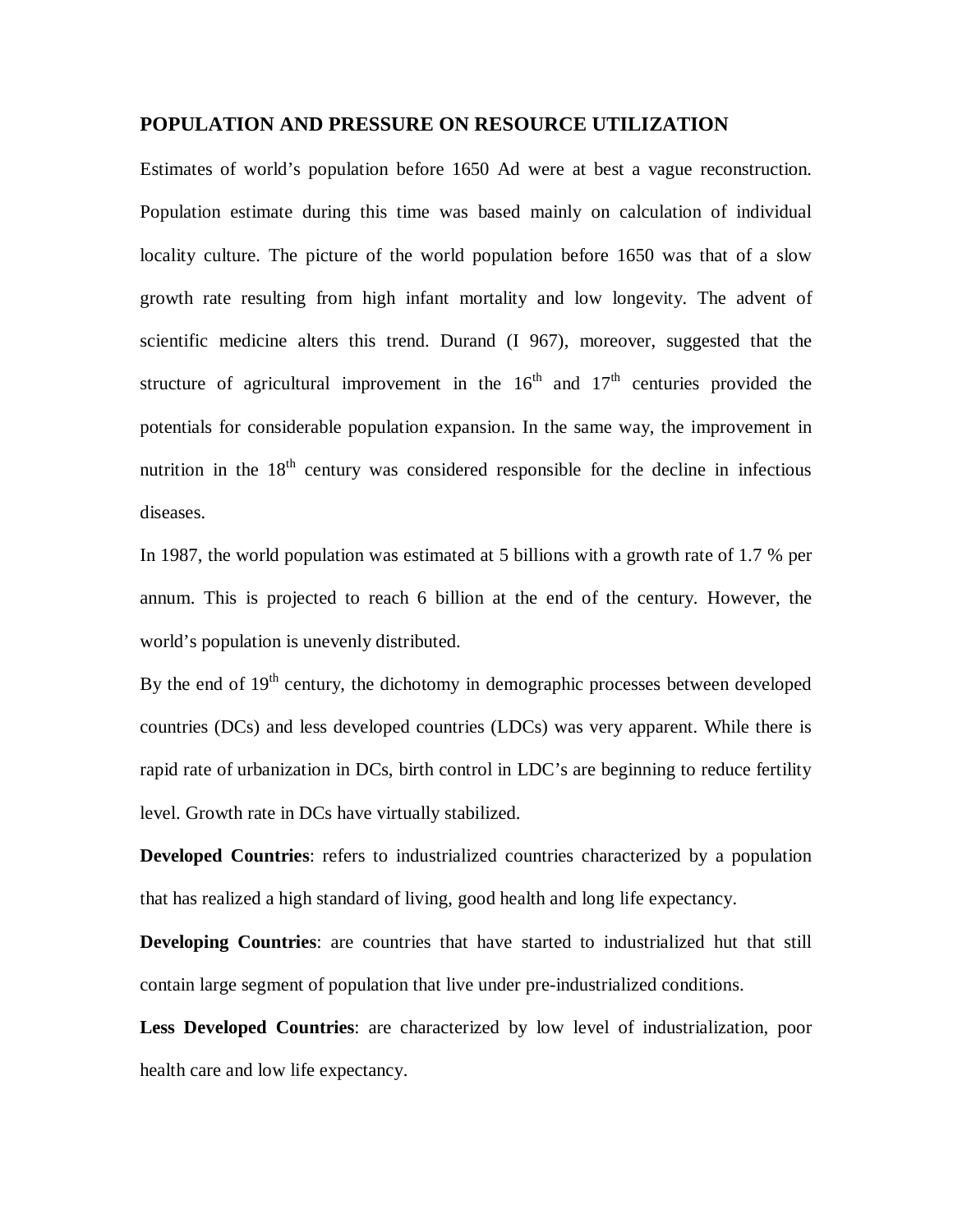## POPULATION AND PRESSURE ON RESOURCE UTILIZATION

Estimates of world's population before 1650 Ad were at best a vague reconstruction. Population estimate during this time was based mainly on calculation of individual locality culture. The picture of the world population before 1650 was that of a slow growth rate resulting from high infant mortality and low longevity. The advent of scientific medicine alters this trend. Durand (I 967), moreover, suggested that the structure of agricultural improvement in the 16th and 17th centuries provided the potentials for considerable population expansion. In the same way, the improvement in nutrition in the 18th century was considered responsible for the decline in infectious diseases.

In 1987, the world population was estimated at 5 billions with a growth rate of 1.7 % per annum. This is projected to reach 6 billion at the end of the century. However, the world's population is unevenly distributed.

By the end of 19th century, the dichotomy in demographic processes between developed countries (DCs) and less developed countries (LDCs) was very apparent. While there is rapid rate of urbanization in DCs, birth control in LDC's are beginning to reduce fertility level. Growth rate in DCs have virtually stabilized.

**Developed Countries**: refers to industrialized countries characterized by a population that has realized a high standard of living, good health and long life expectancy.

**Developing Countries**: are countries that have started to industrialized hut that still contain large segment of population that live under pre-industrialized conditions.

**Less Developed Countries**: are characterized by low level of industrialization, poor health care and low life expectancy.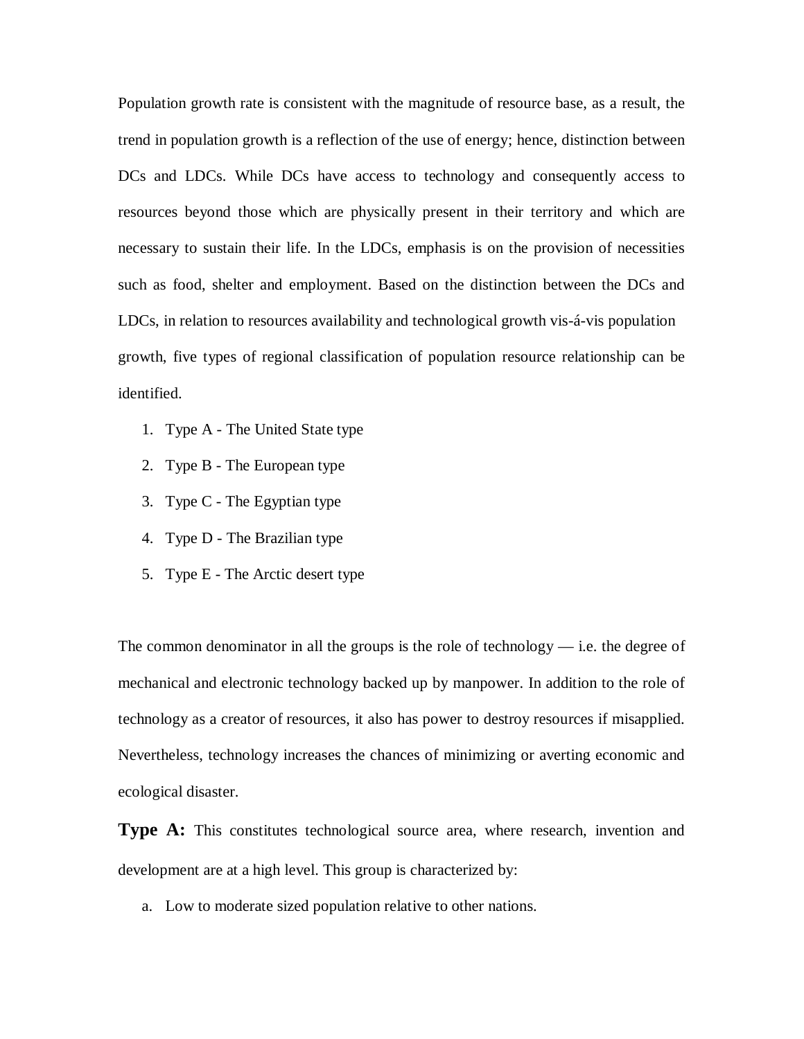Population growth rate is consistent with the magnitude of resource base, as a result, the trend in population growth is a reflection of the use of energy; hence, distinction between DCs and LDCs. While DCs have access to technology and consequently access to resources beyond those which are physically present in their territory and which are necessary to sustain their life. In the LDCs, emphasis is on the provision of necessities such as food, shelter and employment. Based on the distinction between the DCs and LDCs, in relation to resources availability and technological growth vis-á-vis population growth, five types of regional classification of population resource relationship can be identified.

1. Type A - The United State type
2. Type B - The European type
3. Type C - The Egyptian type
4. Type D - The Brazilian type
5. Type E - The Arctic desert type

The common denominator in all the groups is the role of technology — i.e. the degree of mechanical and electronic technology backed up by manpower. In addition to the role of technology as a creator of resources, it also has power to destroy resources if misapplied. Nevertheless, technology increases the chances of minimizing or averting economic and ecological disaster.

**Type A:** This constitutes technological source area, where research, invention and development are at a high level. This group is characterized by:

a. Low to moderate sized population relative to other nations.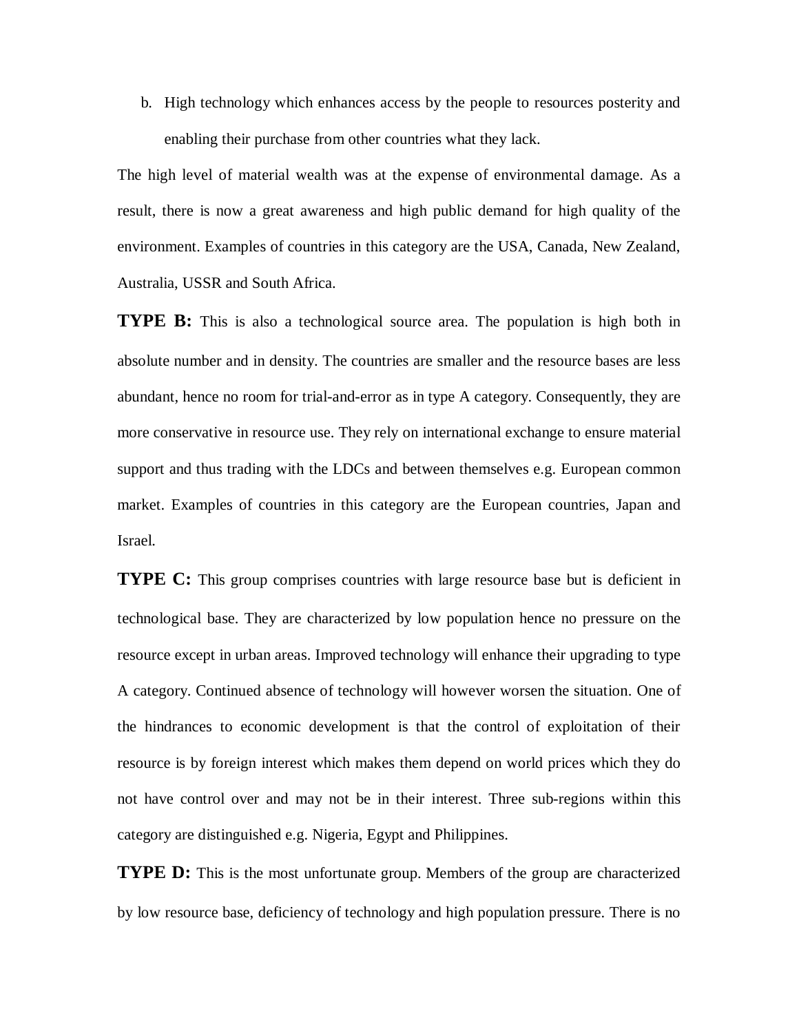b. High technology which enhances access by the people to resources posterity and enabling their purchase from other countries what they lack.

The high level of material wealth was at the expense of environmental damage. As a result, there is now a great awareness and high public demand for high quality of the environment. Examples of countries in this category are the USA, Canada, New Zealand, Australia, USSR and South Africa.

**TYPE B:** This is also a technological source area. The population is high both in absolute number and in density. The countries are smaller and the resource bases are less abundant, hence no room for trial-and-error as in type A category. Consequently, they are more conservative in resource use. They rely on international exchange to ensure material support and thus trading with the LDCs and between themselves e.g. European common market. Examples of countries in this category are the European countries, Japan and Israel.

**TYPE C:** This group comprises countries with large resource base but is deficient in technological base. They are characterized by low population hence no pressure on the resource except in urban areas. Improved technology will enhance their upgrading to type A category. Continued absence of technology will however worsen the situation. One of the hindrances to economic development is that the control of exploitation of their resource is by foreign interest which makes them depend on world prices which they do not have control over and may not be in their interest. Three sub-regions within this category are distinguished e.g. Nigeria, Egypt and Philippines.

**TYPE D:** This is the most unfortunate group. Members of the group are characterized by low resource base, deficiency of technology and high population pressure. There is no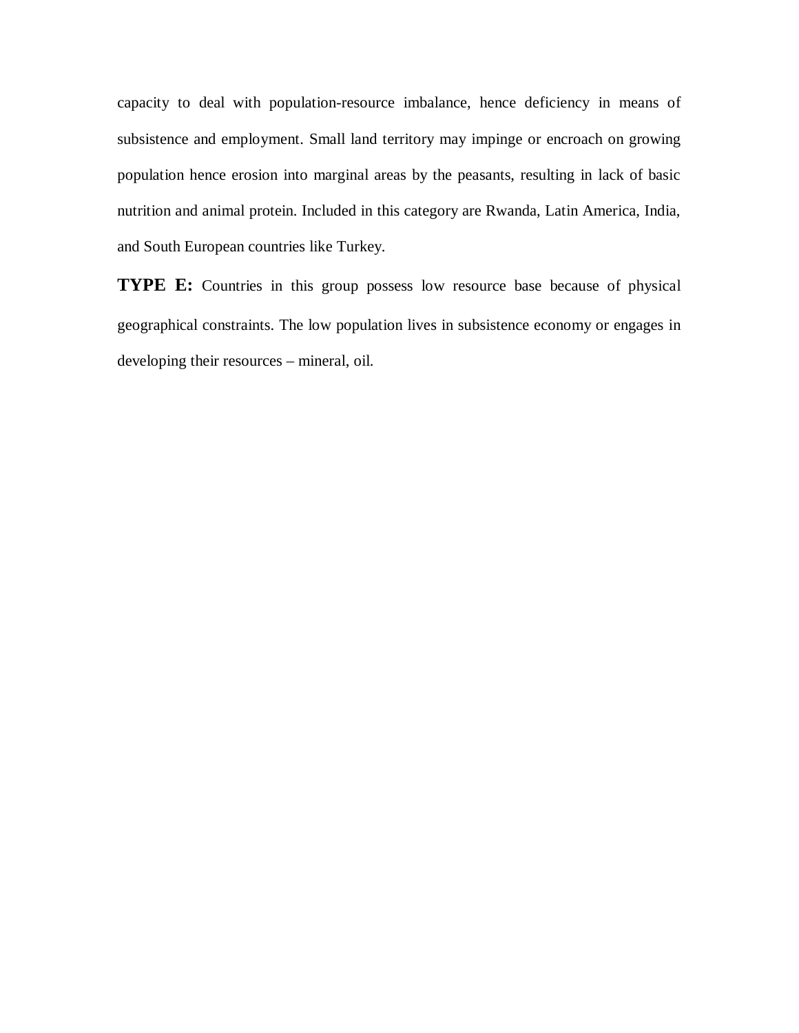capacity to deal with population-resource imbalance, hence deficiency in means of subsistence and employment. Small land territory may impinge or encroach on growing population hence erosion into marginal areas by the peasants, resulting in lack of basic nutrition and animal protein. Included in this category are Rwanda, Latin America, India, and South European countries like Turkey.

**TYPE E:** Countries in this group possess low resource base because of physical geographical constraints. The low population lives in subsistence economy or engages in developing their resources – mineral, oil.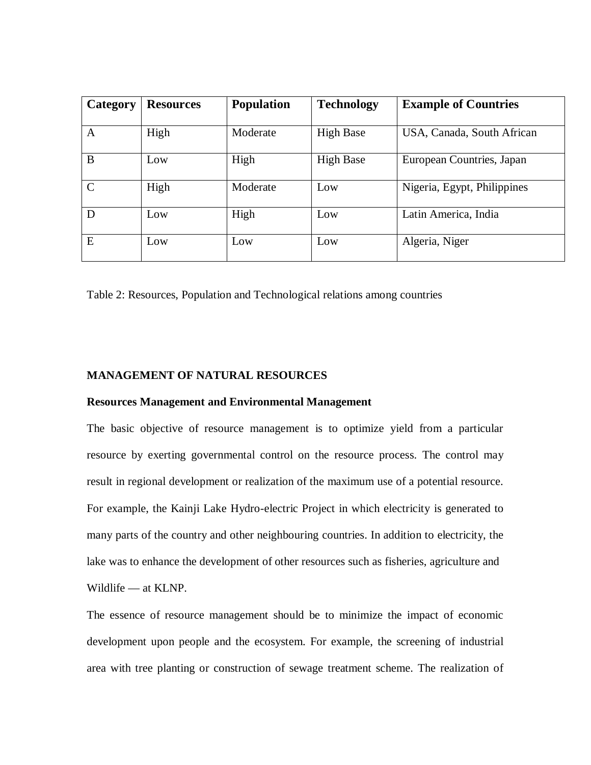| Category | Resources | Population | Technology | Example of Countries |
| --- | --- | --- | --- | --- |
| A | High | Moderate | High Base | USA, Canada, South African |
| B | Low | High | High Base | European Countries, Japan |
| C | High | Moderate | Low | Nigeria, Egypt, Philippines |
| D | Low | High | Low | Latin America, India |
| E | Low | Low | Low | Algeria, Niger |

Table 2: Resources, Population and Technological relations among countries

**MANAGEMENT OF NATURAL RESOURCES**

**Resources Management and Environmental Management**

The basic objective of resource management is to optimize yield from a particular resource by exerting governmental control on the resource process. The control may result in regional development or realization of the maximum use of a potential resource. For example, the Kainji Lake Hydro-electric Project in which electricity is generated to many parts of the country and other neighbouring countries. In addition to electricity, the lake was to enhance the development of other resources such as fisheries, agriculture and Wildlife — at KLNP.

The essence of resource management should be to minimize the impact of economic development upon people and the ecosystem. For example, the screening of industrial area with tree planting or construction of sewage treatment scheme. The realization of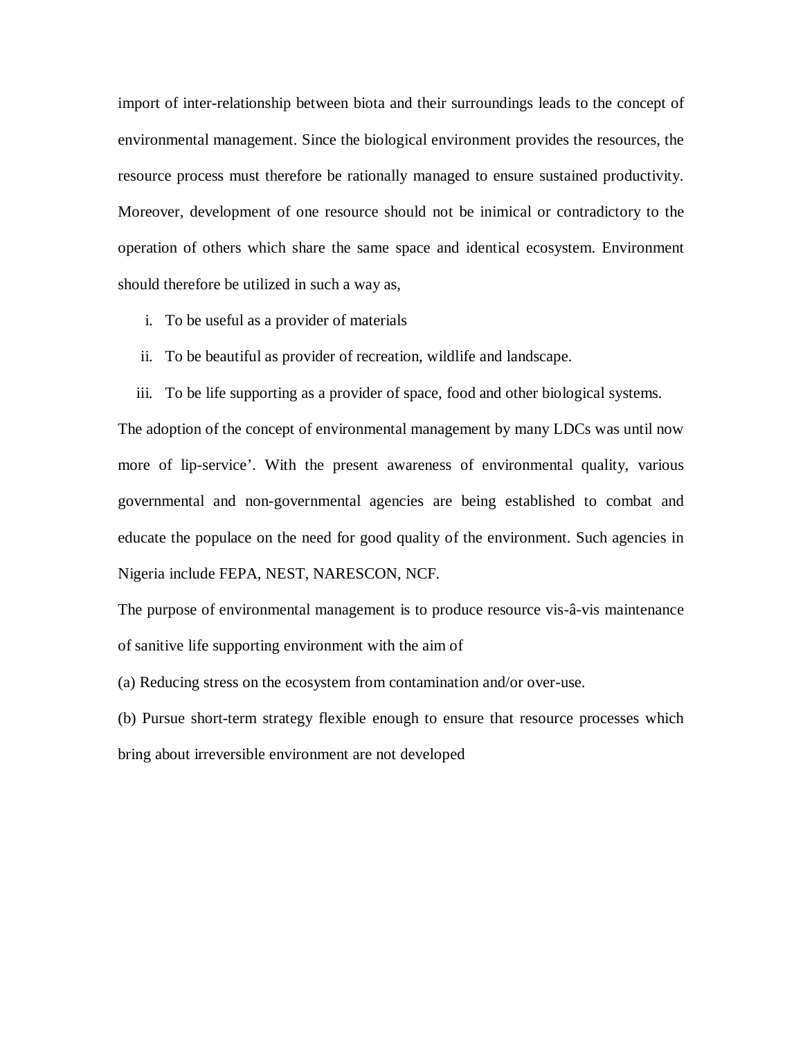import of inter-relationship between biota and their surroundings leads to the concept of environmental management. Since the biological environment provides the resources, the resource process must therefore be rationally managed to ensure sustained productivity. Moreover, development of one resource should not be inimical or contradictory to the operation of others which share the same space and identical ecosystem. Environment should therefore be utilized in such a way as,

i. To be useful as a provider of materials
ii. To be beautiful as provider of recreation, wildlife and landscape.
iii. To be life supporting as a provider of space, food and other biological systems.

The adoption of the concept of environmental management by many LDCs was until now more of lip-service'. With the present awareness of environmental quality, various governmental and non-governmental agencies are being established to combat and educate the populace on the need for good quality of the environment. Such agencies in Nigeria include FEPA, NEST, NARESCON, NCF.

The purpose of environmental management is to produce resource vis-â-vis maintenance of sanitive life supporting environment with the aim of

(a) Reducing stress on the ecosystem from contamination and/or over-use.

(b) Pursue short-term strategy flexible enough to ensure that resource processes which bring about irreversible environment are not developed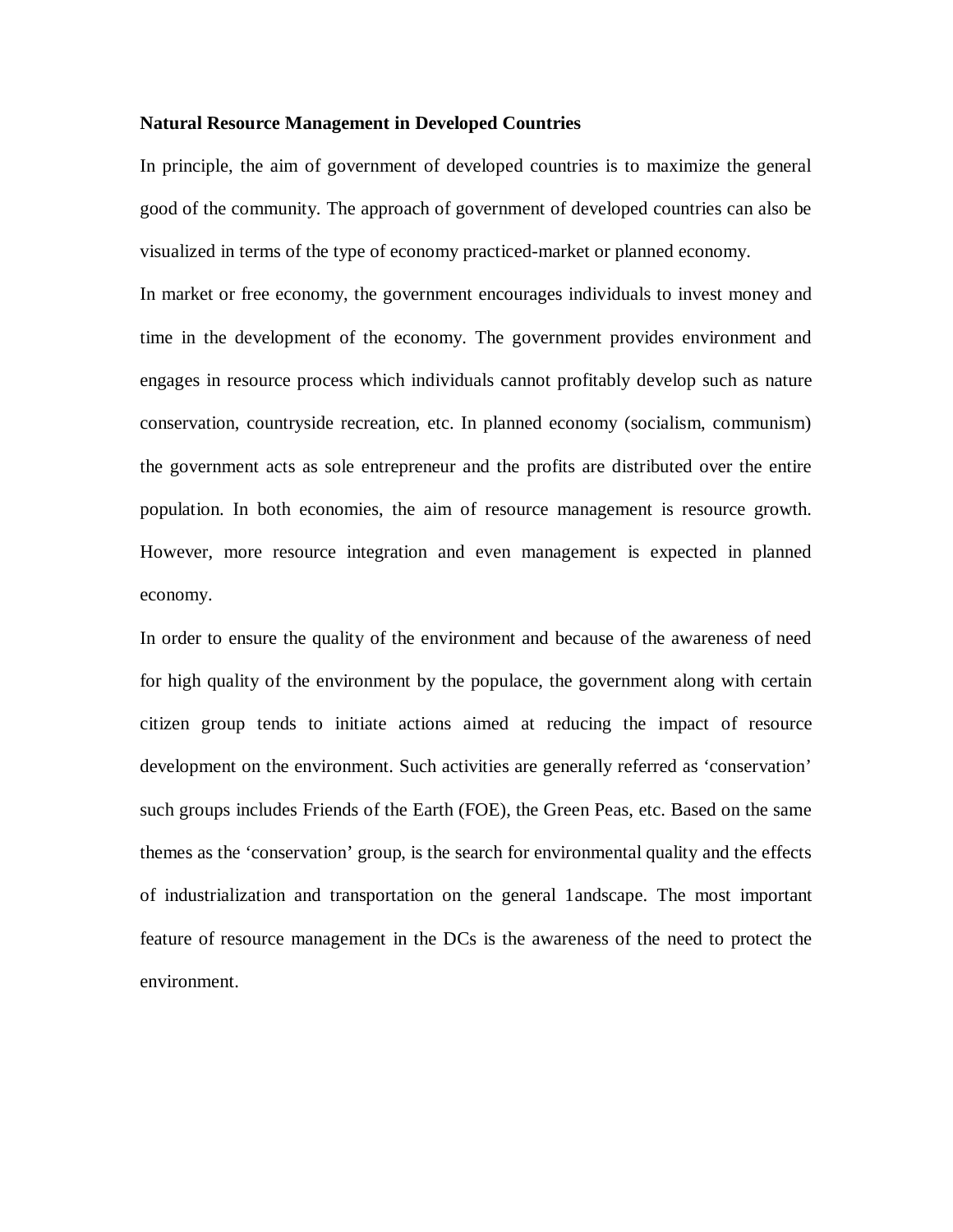**Natural Resource Management in Developed Countries**

In principle, the aim of government of developed countries is to maximize the general good of the community. The approach of government of developed countries can also be visualized in terms of the type of economy practiced-market or planned economy.

In market or free economy, the government encourages individuals to invest money and time in the development of the economy. The government provides environment and engages in resource process which individuals cannot profitably develop such as nature conservation, countryside recreation, etc. In planned economy (socialism, communism) the government acts as sole entrepreneur and the profits are distributed over the entire population. In both economies, the aim of resource management is resource growth. However, more resource integration and even management is expected in planned economy.

In order to ensure the quality of the environment and because of the awareness of need for high quality of the environment by the populace, the government along with certain citizen group tends to initiate actions aimed at reducing the impact of resource development on the environment. Such activities are generally referred as 'conservation' such groups includes Friends of the Earth (FOE), the Green Peas, etc. Based on the same themes as the 'conservation' group, is the search for environmental quality and the effects of industrialization and transportation on the general 1andscape. The most important feature of resource management in the DCs is the awareness of the need to protect the environment.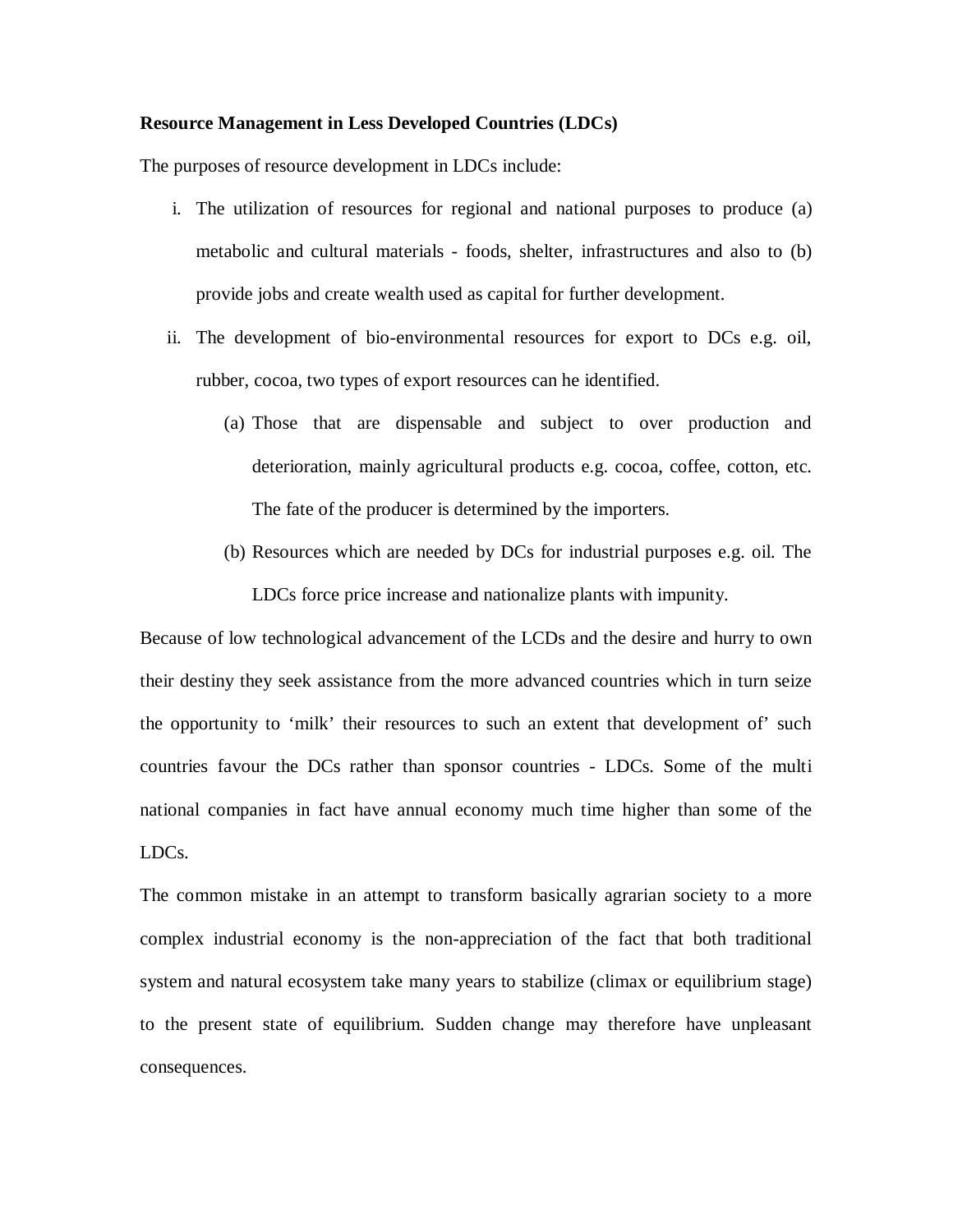**Resource Management in Less Developed Countries (LDCs)**

The purposes of resource development in LDCs include:

i. The utilization of resources for regional and national purposes to produce (a) metabolic and cultural materials - foods, shelter, infrastructures and also to (b) provide jobs and create wealth used as capital for further development.

ii. The development of bio-environmental resources for export to DCs e.g. oil, rubber, cocoa, two types of export resources can he identified.

   (a) Those that are dispensable and subject to over production and deterioration, mainly agricultural products e.g. cocoa, coffee, cotton, etc. The fate of the producer is determined by the importers.

   (b) Resources which are needed by DCs for industrial purposes e.g. oil. The LDCs force price increase and nationalize plants with impunity.

Because of low technological advancement of the LCDs and the desire and hurry to own their destiny they seek assistance from the more advanced countries which in turn seize the opportunity to 'milk' their resources to such an extent that development of' such countries favour the DCs rather than sponsor countries - LDCs. Some of the multi national companies in fact have annual economy much time higher than some of the LDCs.

The common mistake in an attempt to transform basically agrarian society to a more complex industrial economy is the non-appreciation of the fact that both traditional system and natural ecosystem take many years to stabilize (climax or equilibrium stage) to the present state of equilibrium. Sudden change may therefore have unpleasant consequences.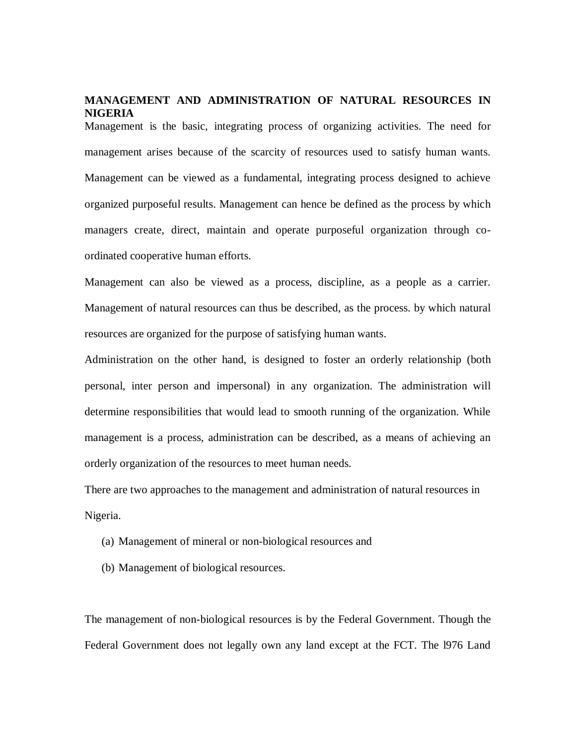**MANAGEMENT AND ADMINISTRATION OF NATURAL RESOURCES IN NIGERIA**

Management is the basic, integrating process of organizing activities. The need for management arises because of the scarcity of resources used to satisfy human wants. Management can be viewed as a fundamental, integrating process designed to achieve organized purposeful results. Management can hence be defined as the process by which managers create, direct, maintain and operate purposeful organization through co-ordinated cooperative human efforts.

Management can also be viewed as a process, discipline, as a people as a carrier. Management of natural resources can thus be described, as the process. by which natural resources are organized for the purpose of satisfying human wants.

Administration on the other hand, is designed to foster an orderly relationship (both personal, inter person and impersonal) in any organization. The administration will determine responsibilities that would lead to smooth running of the organization. While management is a process, administration can be described, as a means of achieving an orderly organization of the resources to meet human needs.

There are two approaches to the management and administration of natural resources in Nigeria.

(a) Management of mineral or non-biological resources and

(b) Management of biological resources.

The management of non-biological resources is by the Federal Government. Though the Federal Government does not legally own any land except at the FCT. The l976 Land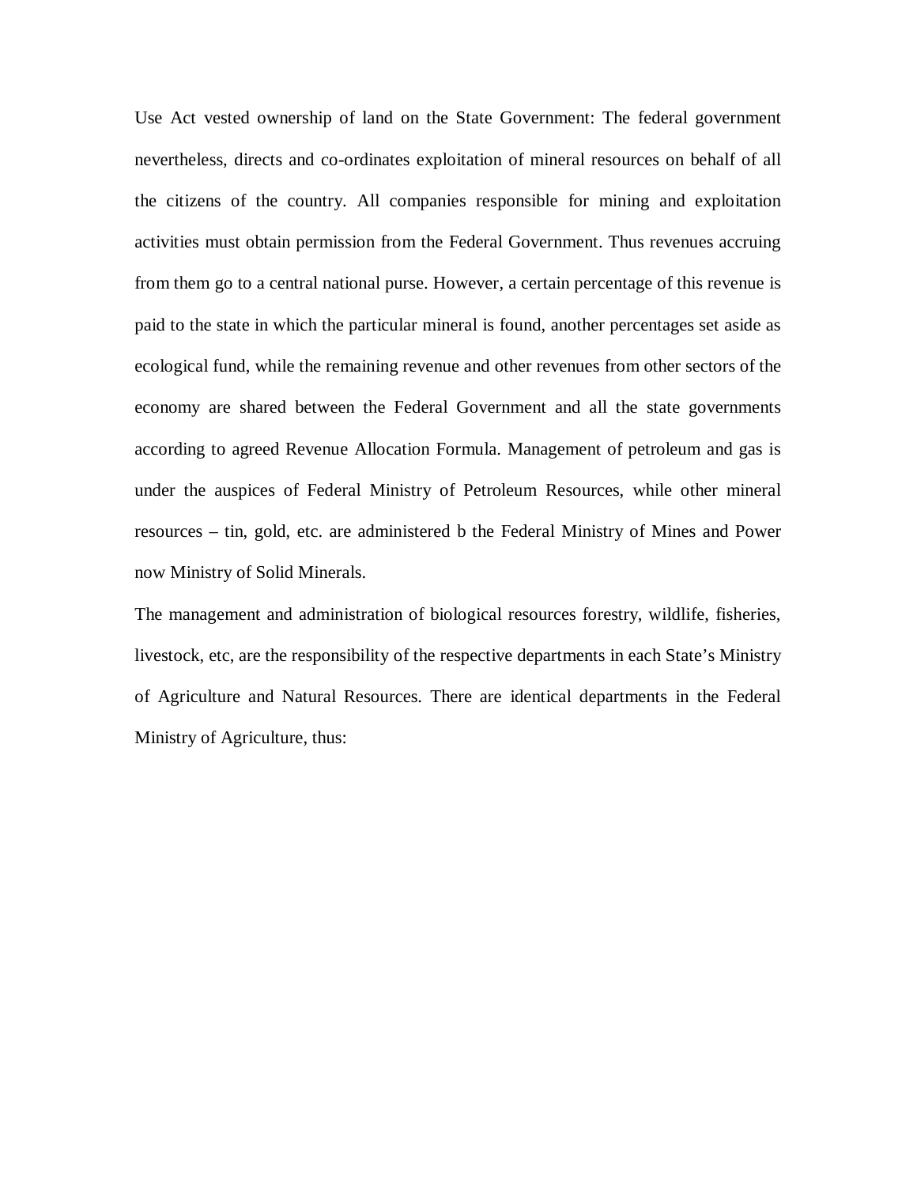Use Act vested ownership of land on the State Government: The federal government nevertheless, directs and co-ordinates exploitation of mineral resources on behalf of all the citizens of the country. All companies responsible for mining and exploitation activities must obtain permission from the Federal Government. Thus revenues accruing from them go to a central national purse. However, a certain percentage of this revenue is paid to the state in which the particular mineral is found, another percentages set aside as ecological fund, while the remaining revenue and other revenues from other sectors of the economy are shared between the Federal Government and all the state governments according to agreed Revenue Allocation Formula. Management of petroleum and gas is under the auspices of Federal Ministry of Petroleum Resources, while other mineral resources – tin, gold, etc. are administered b the Federal Ministry of Mines and Power now Ministry of Solid Minerals.

The management and administration of biological resources forestry, wildlife, fisheries, livestock, etc, are the responsibility of the respective departments in each State's Ministry of Agriculture and Natural Resources. There are identical departments in the Federal Ministry of Agriculture, thus: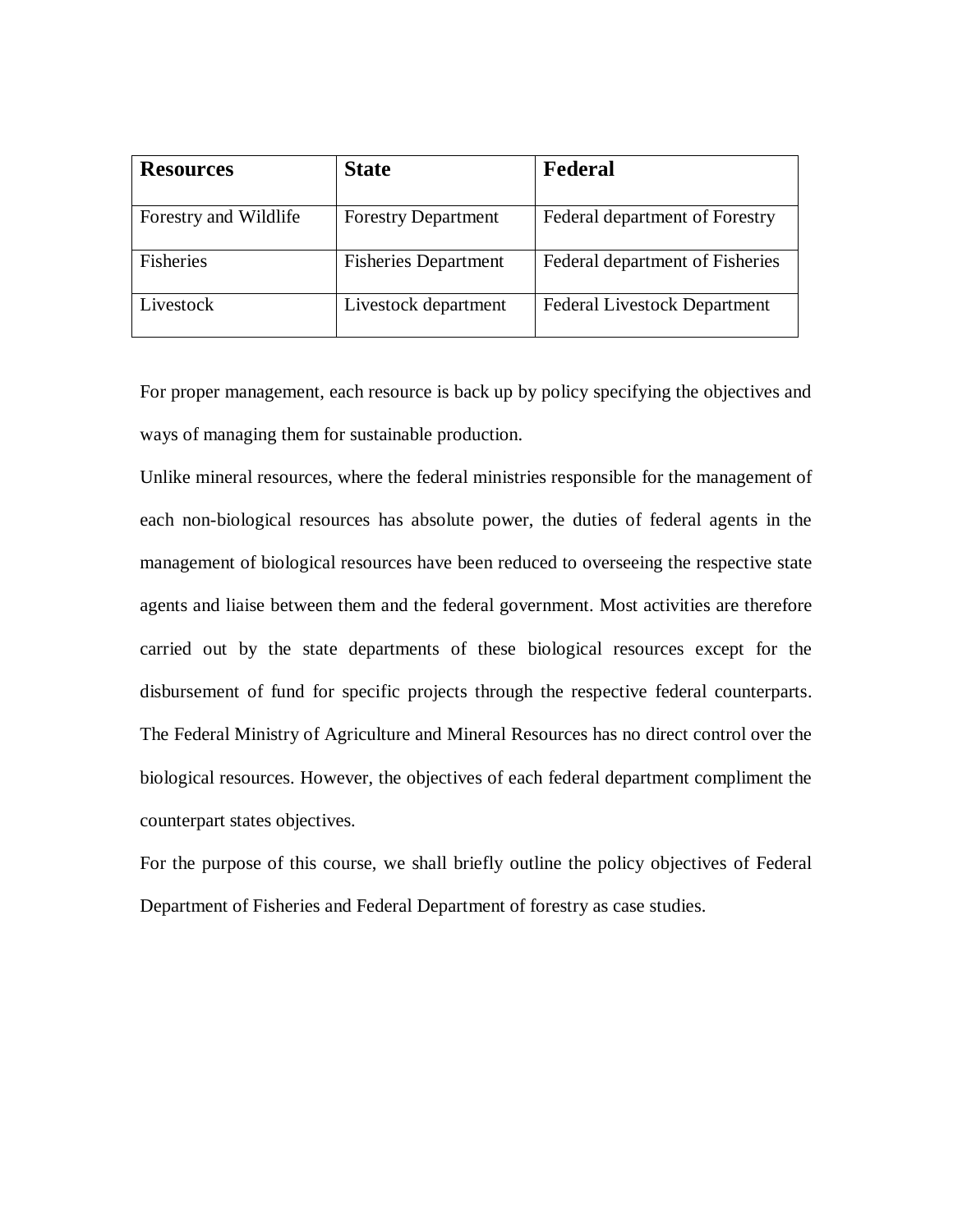| **Resources** | **State** | **Federal** |
| --- | --- | --- |
| Forestry and Wildlife | Forestry Department | Federal department of Forestry |
| Fisheries | Fisheries Department | Federal department of Fisheries |
| Livestock | Livestock department | Federal Livestock Department |

For proper management, each resource is back up by policy specifying the objectives and ways of managing them for sustainable production.

Unlike mineral resources, where the federal ministries responsible for the management of each non-biological resources has absolute power, the duties of federal agents in the management of biological resources have been reduced to overseeing the respective state agents and liaise between them and the federal government. Most activities are therefore carried out by the state departments of these biological resources except for the disbursement of fund for specific projects through the respective federal counterparts. The Federal Ministry of Agriculture and Mineral Resources has no direct control over the biological resources. However, the objectives of each federal department compliment the counterpart states objectives.

For the purpose of this course, we shall briefly outline the policy objectives of Federal Department of Fisheries and Federal Department of forestry as case studies.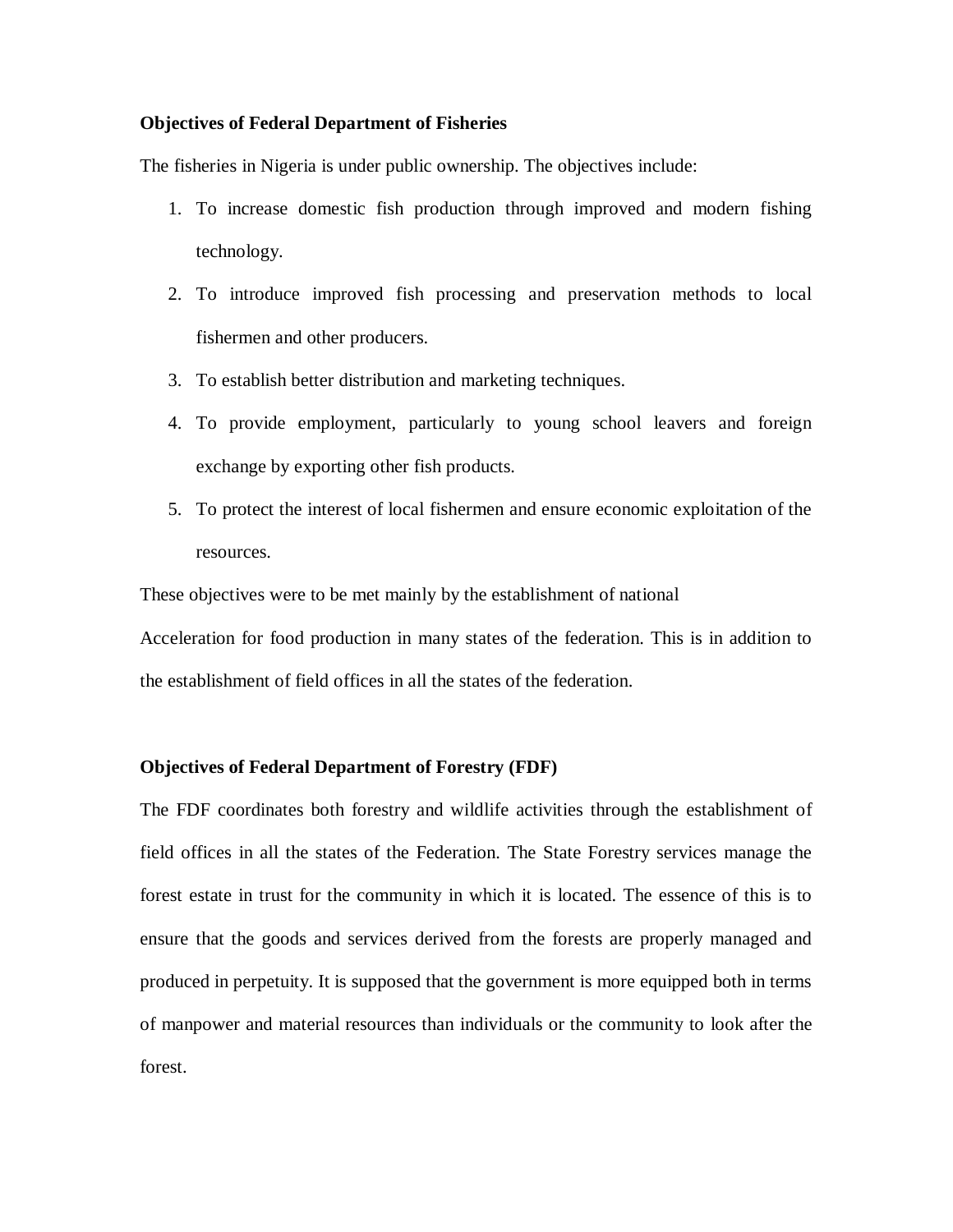**Objectives of Federal Department of Fisheries**

The fisheries in Nigeria is under public ownership. The objectives include:

1. To increase domestic fish production through improved and modern fishing technology.
2. To introduce improved fish processing and preservation methods to local fishermen and other producers.
3. To establish better distribution and marketing techniques.
4. To provide employment, particularly to young school leavers and foreign exchange by exporting other fish products.
5. To protect the interest of local fishermen and ensure economic exploitation of the resources.

These objectives were to be met mainly by the establishment of national

Acceleration for food production in many states of the federation. This is in addition to the establishment of field offices in all the states of the federation.

**Objectives of Federal Department of Forestry (FDF)**

The FDF coordinates both forestry and wildlife activities through the establishment of field offices in all the states of the Federation. The State Forestry services manage the forest estate in trust for the community in which it is located. The essence of this is to ensure that the goods and services derived from the forests are properly managed and produced in perpetuity. It is supposed that the government is more equipped both in terms of manpower and material resources than individuals or the community to look after the forest.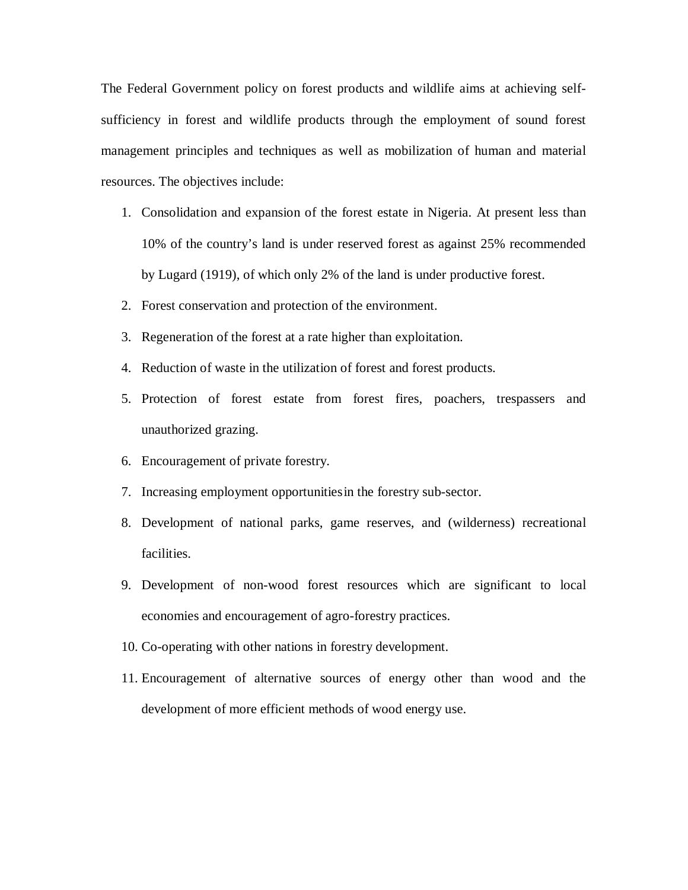The Federal Government policy on forest products and wildlife aims at achieving self-sufficiency in forest and wildlife products through the employment of sound forest management principles and techniques as well as mobilization of human and material resources. The objectives include:

1. Consolidation and expansion of the forest estate in Nigeria. At present less than 10% of the country's land is under reserved forest as against 25% recommended by Lugard (1919), of which only 2% of the land is under productive forest.
2. Forest conservation and protection of the environment.
3. Regeneration of the forest at a rate higher than exploitation.
4. Reduction of waste in the utilization of forest and forest products.
5. Protection of forest estate from forest fires, poachers, trespassers and unauthorized grazing.
6. Encouragement of private forestry.
7. Increasing employment opportunities in the forestry sub-sector.
8. Development of national parks, game reserves, and (wilderness) recreational facilities.
9. Development of non-wood forest resources which are significant to local economies and encouragement of agro-forestry practices.
10. Co-operating with other nations in forestry development.
11. Encouragement of alternative sources of energy other than wood and the development of more efficient methods of wood energy use.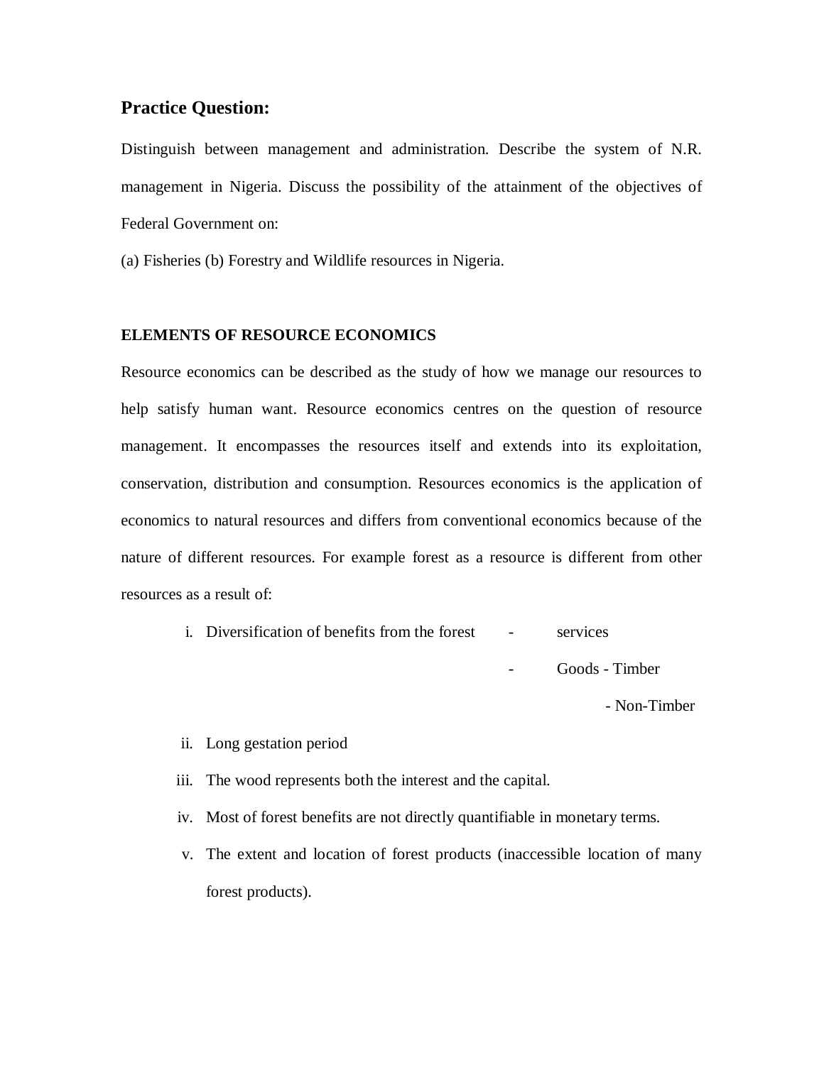## Practice Question:

Distinguish between management and administration. Describe the system of N.R. management in Nigeria. Discuss the possibility of the attainment of the objectives of Federal Government on:

(a) Fisheries (b) Forestry and Wildlife resources in Nigeria.

### ELEMENTS OF RESOURCE ECONOMICS

Resource economics can be described as the study of how we manage our resources to help satisfy human want. Resource economics centres on the question of resource management. It encompasses the resources itself and extends into its exploitation, conservation, distribution and consumption. Resources economics is the application of economics to natural resources and differs from conventional economics because of the nature of different resources. For example forest as a resource is different from other resources as a result of:

i. Diversification of benefits from the forest
   - services
   - Goods - Timber
     - Non-Timber
ii. Long gestation period
iii. The wood represents both the interest and the capital.
iv. Most of forest benefits are not directly quantifiable in monetary terms.
v. The extent and location of forest products (inaccessible location of many forest products).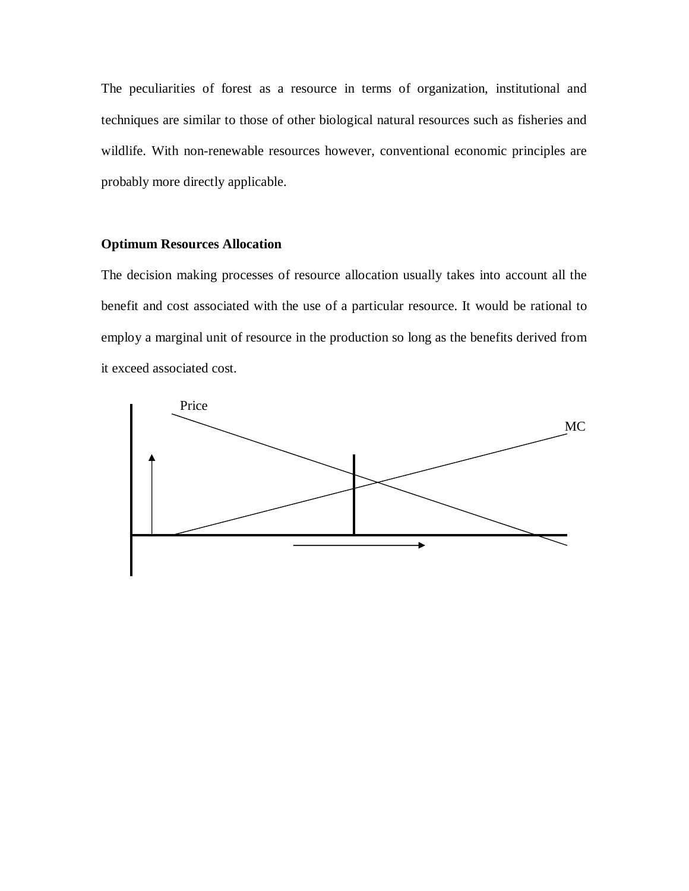The peculiarities of forest as a resource in terms of organization, institutional and techniques are similar to those of other biological natural resources such as fisheries and wildlife. With non-renewable resources however, conventional economic principles are probably more directly applicable.

**Optimum Resources Allocation**

The decision making processes of resource allocation usually takes into account all the benefit and cost associated with the use of a particular resource. It would be rational to employ a marginal unit of resource in the production so long as the benefits derived from it exceed associated cost.

Price

MC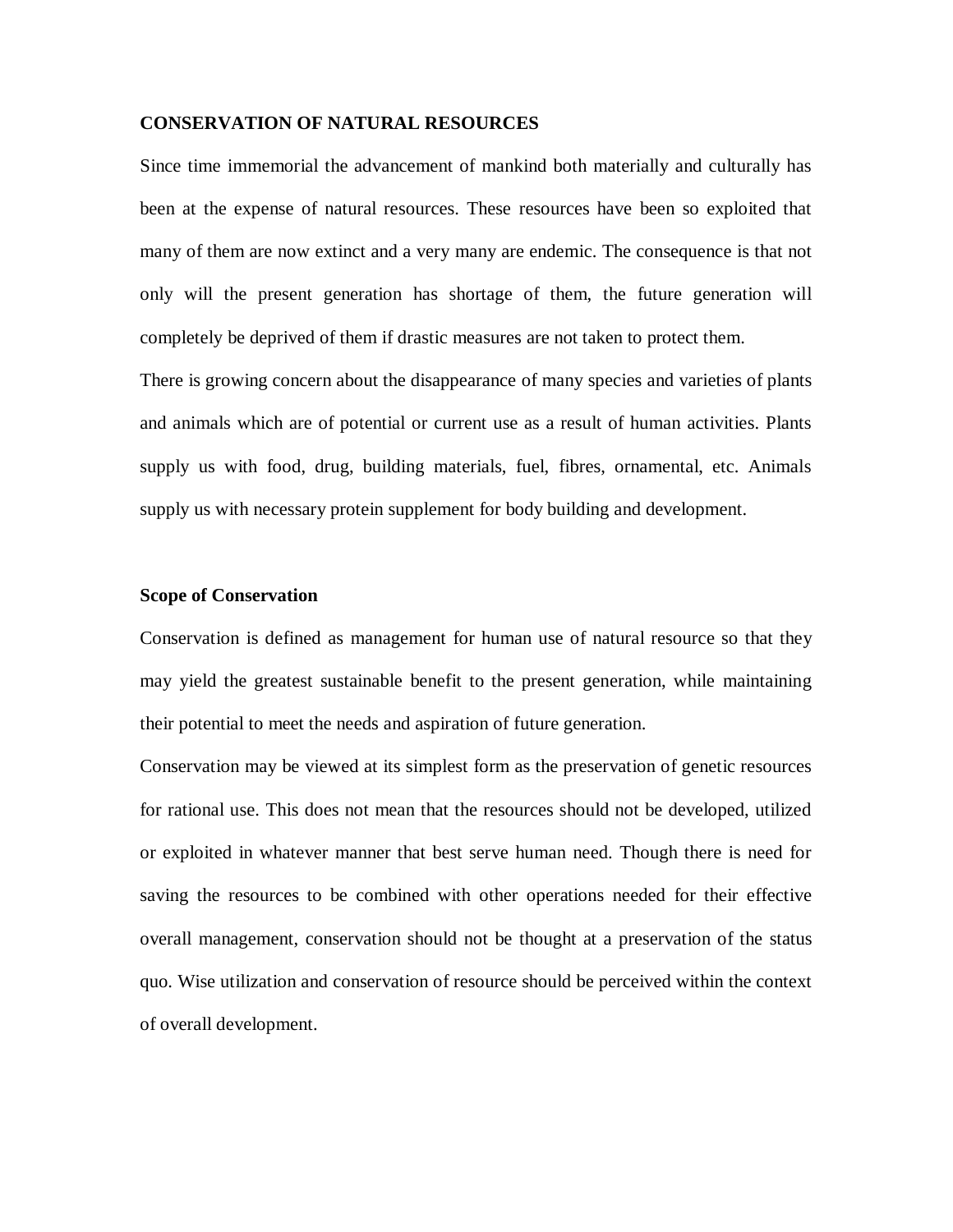## CONSERVATION OF NATURAL RESOURCES

Since time immemorial the advancement of mankind both materially and culturally has been at the expense of natural resources. These resources have been so exploited that many of them are now extinct and a very many are endemic. The consequence is that not only will the present generation has shortage of them, the future generation will completely be deprived of them if drastic measures are not taken to protect them.

There is growing concern about the disappearance of many species and varieties of plants and animals which are of potential or current use as a result of human activities. Plants supply us with food, drug, building materials, fuel, fibres, ornamental, etc. Animals supply us with necessary protein supplement for body building and development.

### Scope of Conservation

Conservation is defined as management for human use of natural resource so that they may yield the greatest sustainable benefit to the present generation, while maintaining their potential to meet the needs and aspiration of future generation.

Conservation may be viewed at its simplest form as the preservation of genetic resources for rational use. This does not mean that the resources should not be developed, utilized or exploited in whatever manner that best serve human need. Though there is need for saving the resources to be combined with other operations needed for their effective overall management, conservation should not be thought at a preservation of the status quo. Wise utilization and conservation of resource should be perceived within the context of overall development.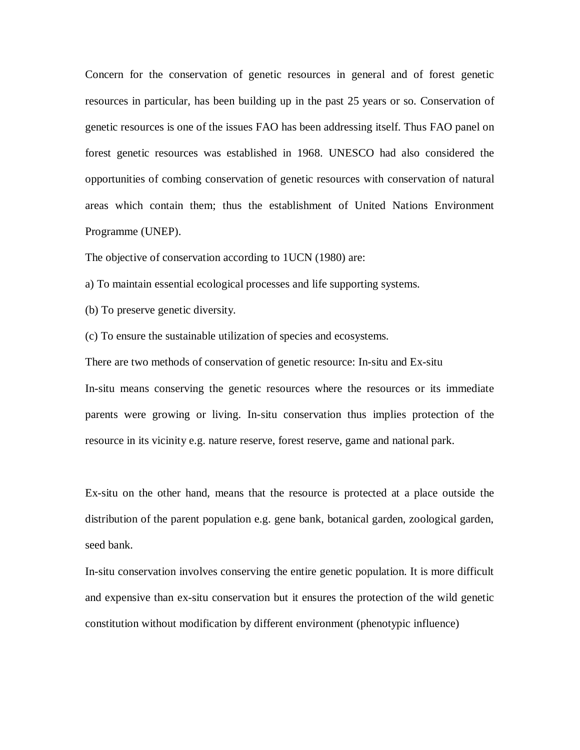Concern for the conservation of genetic resources in general and of forest genetic resources in particular, has been building up in the past 25 years or so. Conservation of genetic resources is one of the issues FAO has been addressing itself. Thus FAO panel on forest genetic resources was established in 1968. UNESCO had also considered the opportunities of combing conservation of genetic resources with conservation of natural areas which contain them; thus the establishment of United Nations Environment Programme (UNEP).

The objective of conservation according to 1UCN (1980) are:

a) To maintain essential ecological processes and life supporting systems.

(b) To preserve genetic diversity.

(c) To ensure the sustainable utilization of species and ecosystems.

There are two methods of conservation of genetic resource: In-situ and Ex-situ

In-situ means conserving the genetic resources where the resources or its immediate parents were growing or living. In-situ conservation thus implies protection of the resource in its vicinity e.g. nature reserve, forest reserve, game and national park.

Ex-situ on the other hand, means that the resource is protected at a place outside the distribution of the parent population e.g. gene bank, botanical garden, zoological garden, seed bank.

In-situ conservation involves conserving the entire genetic population. It is more difficult and expensive than ex-situ conservation but it ensures the protection of the wild genetic constitution without modification by different environment (phenotypic influence)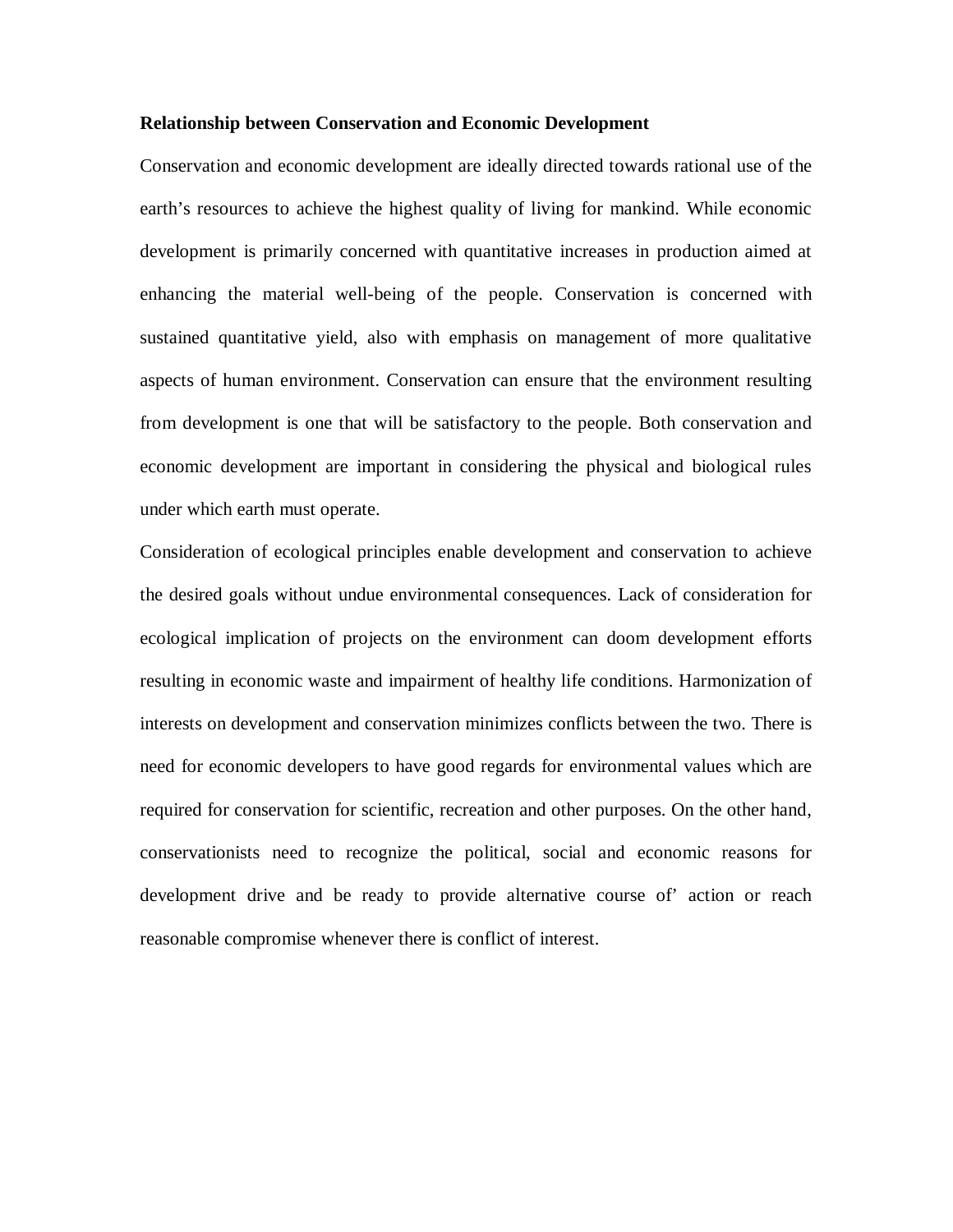**Relationship between Conservation and Economic Development**

Conservation and economic development are ideally directed towards rational use of the earth's resources to achieve the highest quality of living for mankind. While economic development is primarily concerned with quantitative increases in production aimed at enhancing the material well-being of the people. Conservation is concerned with sustained quantitative yield, also with emphasis on management of more qualitative aspects of human environment. Conservation can ensure that the environment resulting from development is one that will be satisfactory to the people. Both conservation and economic development are important in considering the physical and biological rules under which earth must operate.

Consideration of ecological principles enable development and conservation to achieve the desired goals without undue environmental consequences. Lack of consideration for ecological implication of projects on the environment can doom development efforts resulting in economic waste and impairment of healthy life conditions. Harmonization of interests on development and conservation minimizes conflicts between the two. There is need for economic developers to have good regards for environmental values which are required for conservation for scientific, recreation and other purposes. On the other hand, conservationists need to recognize the political, social and economic reasons for development drive and be ready to provide alternative course of' action or reach reasonable compromise whenever there is conflict of interest.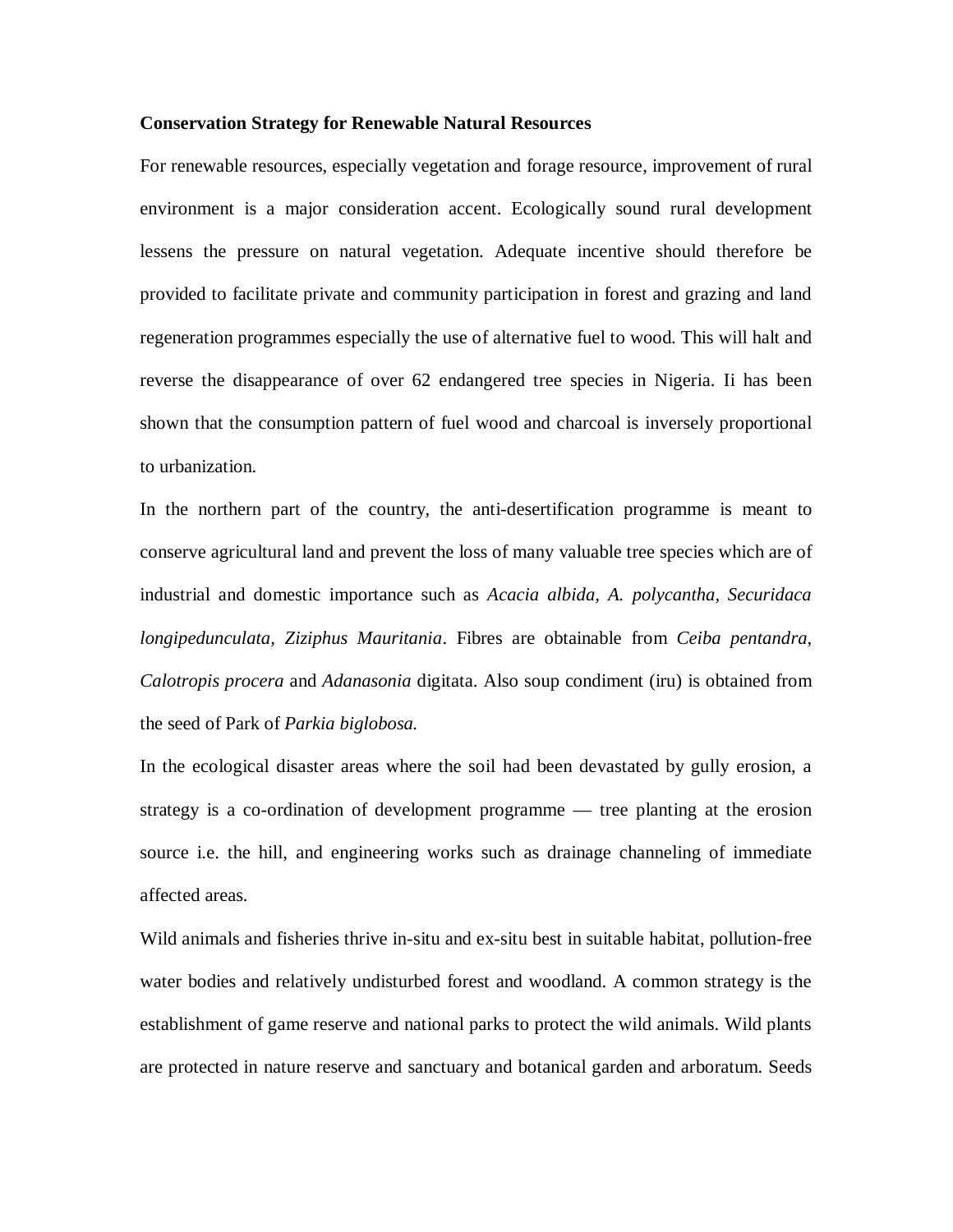**Conservation Strategy for Renewable Natural Resources**

For renewable resources, especially vegetation and forage resource, improvement of rural environment is a major consideration accent. Ecologically sound rural development lessens the pressure on natural vegetation. Adequate incentive should therefore be provided to facilitate private and community participation in forest and grazing and land regeneration programmes especially the use of alternative fuel to wood. This will halt and reverse the disappearance of over 62 endangered tree species in Nigeria. Ii has been shown that the consumption pattern of fuel wood and charcoal is inversely proportional to urbanization.

In the northern part of the country, the anti-desertification programme is meant to conserve agricultural land and prevent the loss of many valuable tree species which are of industrial and domestic importance such as *Acacia albida, A. polycantha, Securidaca longipedunculata, Ziziphus Mauritania*. Fibres are obtainable from *Ceiba pentandra, Calotropis procera* and *Adanasonia* digitata. Also soup condiment (iru) is obtained from the seed of Park of *Parkia biglobosa.*

In the ecological disaster areas where the soil had been devastated by gully erosion, a strategy is a co-ordination of development programme — tree planting at the erosion source i.e. the hill, and engineering works such as drainage channeling of immediate affected areas.

Wild animals and fisheries thrive in-situ and ex-situ best in suitable habitat, pollution-free water bodies and relatively undisturbed forest and woodland. A common strategy is the establishment of game reserve and national parks to protect the wild animals. Wild plants are protected in nature reserve and sanctuary and botanical garden and arboratum. Seeds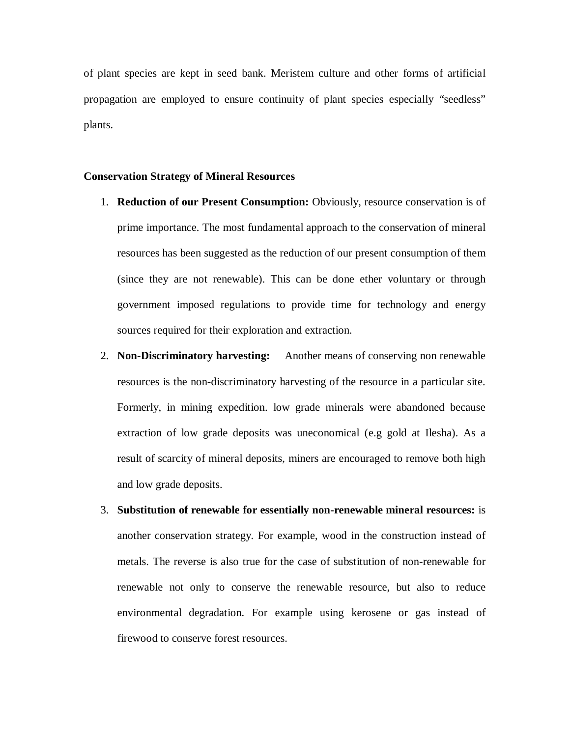of plant species are kept in seed bank. Meristem culture and other forms of artificial propagation are employed to ensure continuity of plant species especially "seedless" plants.

**Conservation Strategy of Mineral Resources**

1. **Reduction of our Present Consumption:** Obviously, resource conservation is of prime importance. The most fundamental approach to the conservation of mineral resources has been suggested as the reduction of our present consumption of them (since they are not renewable). This can be done ether voluntary or through government imposed regulations to provide time for technology and energy sources required for their exploration and extraction.
2. **Non-Discriminatory harvesting:** Another means of conserving non renewable resources is the non-discriminatory harvesting of the resource in a particular site. Formerly, in mining expedition. low grade minerals were abandoned because extraction of low grade deposits was uneconomical (e.g gold at Ilesha). As a result of scarcity of mineral deposits, miners are encouraged to remove both high and low grade deposits.
3. **Substitution of renewable for essentially non-renewable mineral resources:** is another conservation strategy. For example, wood in the construction instead of metals. The reverse is also true for the case of substitution of non-renewable for renewable not only to conserve the renewable resource, but also to reduce environmental degradation. For example using kerosene or gas instead of firewood to conserve forest resources.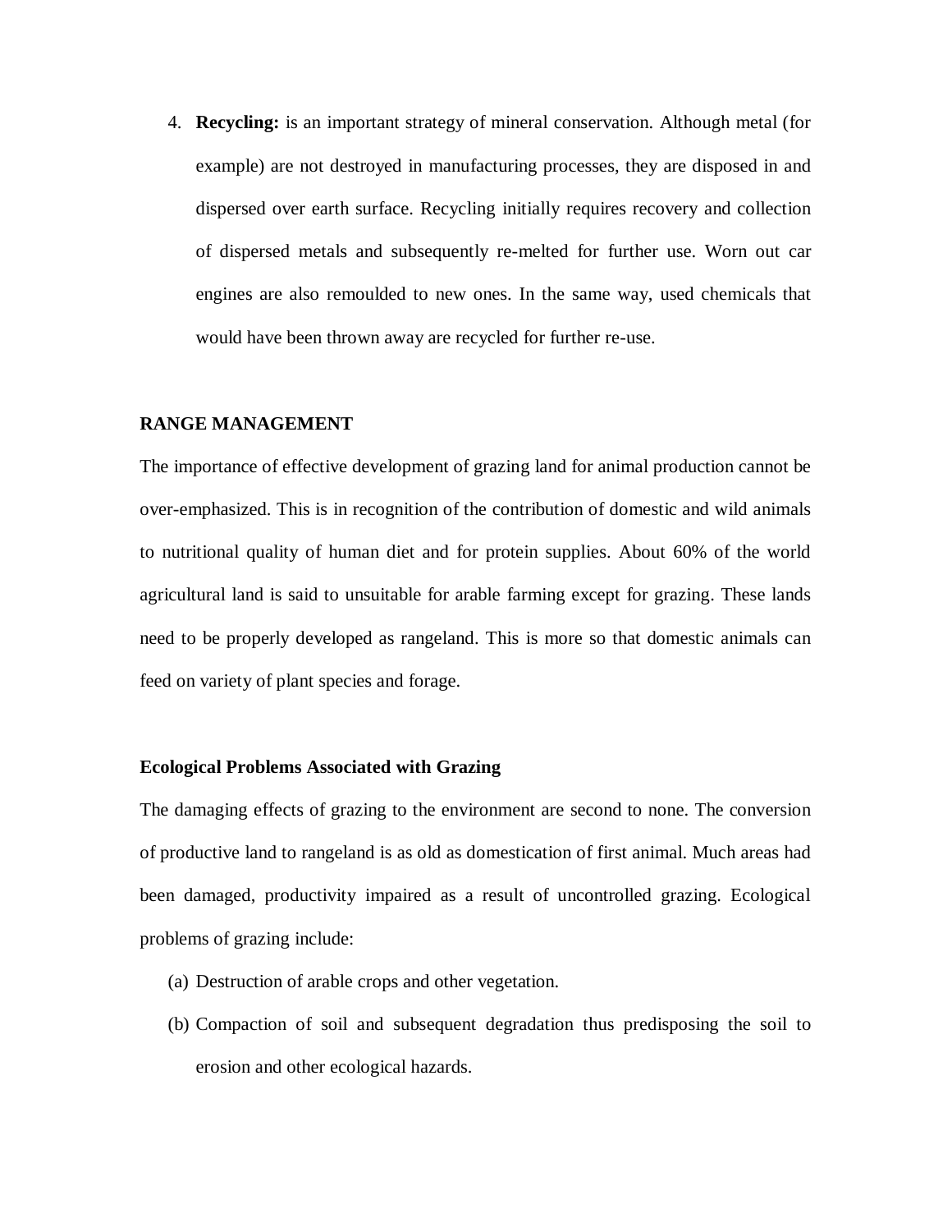4. **Recycling:** is an important strategy of mineral conservation. Although metal (for example) are not destroyed in manufacturing processes, they are disposed in and dispersed over earth surface. Recycling initially requires recovery and collection of dispersed metals and subsequently re-melted for further use. Worn out car engines are also remoulded to new ones. In the same way, used chemicals that would have been thrown away are recycled for further re-use.

## RANGE MANAGEMENT

The importance of effective development of grazing land for animal production cannot be over-emphasized. This is in recognition of the contribution of domestic and wild animals to nutritional quality of human diet and for protein supplies. About 60% of the world agricultural land is said to unsuitable for arable farming except for grazing. These lands need to be properly developed as rangeland. This is more so that domestic animals can feed on variety of plant species and forage.

### Ecological Problems Associated with Grazing

The damaging effects of grazing to the environment are second to none. The conversion of productive land to rangeland is as old as domestication of first animal. Much areas had been damaged, productivity impaired as a result of uncontrolled grazing. Ecological problems of grazing include:

(a) Destruction of arable crops and other vegetation.

(b) Compaction of soil and subsequent degradation thus predisposing the soil to erosion and other ecological hazards.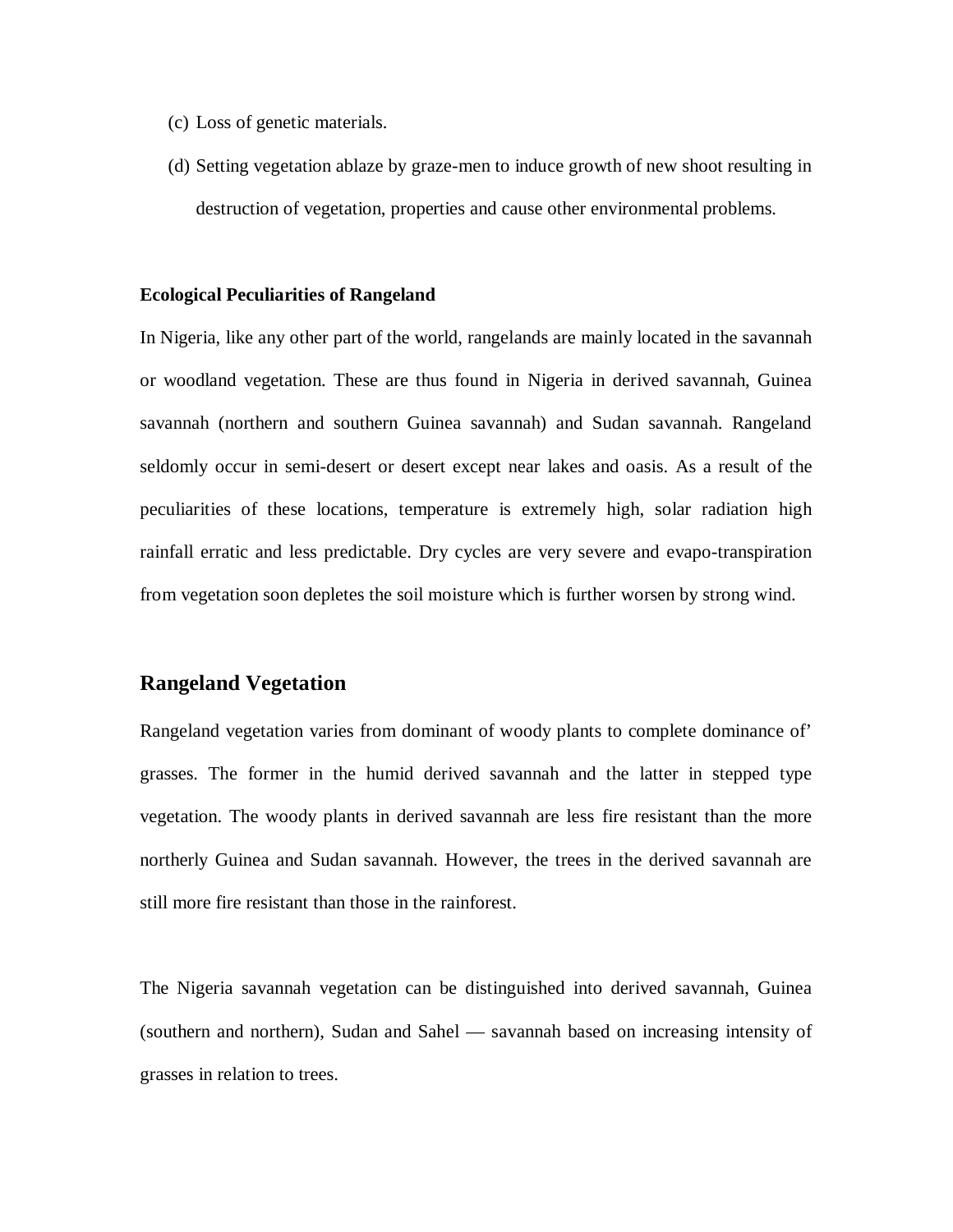(c) Loss of genetic materials.

(d) Setting vegetation ablaze by graze-men to induce growth of new shoot resulting in destruction of vegetation, properties and cause other environmental problems.

**Ecological Peculiarities of Rangeland**

In Nigeria, like any other part of the world, rangelands are mainly located in the savannah or woodland vegetation. These are thus found in Nigeria in derived savannah, Guinea savannah (northern and southern Guinea savannah) and Sudan savannah. Rangeland seldomly occur in semi-desert or desert except near lakes and oasis. As a result of the peculiarities of these locations, temperature is extremely high, solar radiation high rainfall erratic and less predictable. Dry cycles are very severe and evapo-transpiration from vegetation soon depletes the soil moisture which is further worsen by strong wind.

## Rangeland Vegetation

Rangeland vegetation varies from dominant of woody plants to complete dominance of' grasses. The former in the humid derived savannah and the latter in stepped type vegetation. The woody plants in derived savannah are less fire resistant than the more northerly Guinea and Sudan savannah. However, the trees in the derived savannah are still more fire resistant than those in the rainforest.

The Nigeria savannah vegetation can be distinguished into derived savannah, Guinea (southern and northern), Sudan and Sahel — savannah based on increasing intensity of grasses in relation to trees.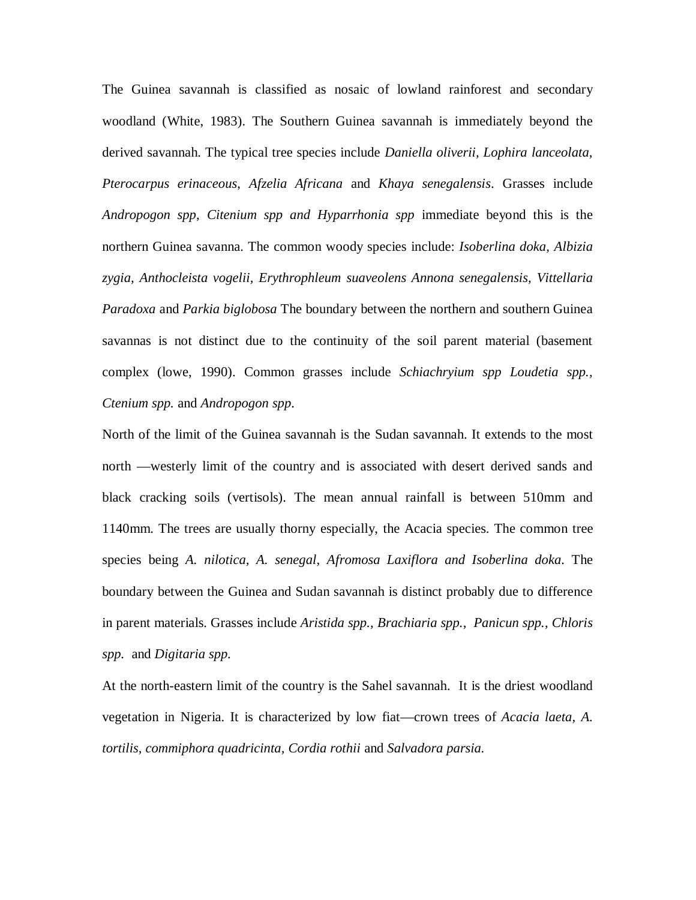The Guinea savannah is classified as nosaic of lowland rainforest and secondary woodland (White, 1983). The Southern Guinea savannah is immediately beyond the derived savannah. The typical tree species include *Daniella oliverii, Lophira lanceolata, Pterocarpus erinaceous*, *Afzelia Africana* and *Khaya senegalensis*. Grasses include *Andropogon spp, Citenium spp and Hyparrhonia spp* immediate beyond this is the northern Guinea savanna. The common woody species include: *Isoberlina doka, Albizia zygia, Anthocleista vogelii, Erythrophleum suaveolens Annona senegalensis, Vittellaria Paradoxa* and *Parkia biglobosa* The boundary between the northern and southern Guinea savannas is not distinct due to the continuity of the soil parent material (basement complex (lowe, 1990). Common grasses include *Schiachryium spp Loudetia spp., Ctenium spp.* and *Andropogon spp*.

North of the limit of the Guinea savannah is the Sudan savannah. It extends to the most north —westerly limit of the country and is associated with desert derived sands and black cracking soils (vertisols). The mean annual rainfall is between 510mm and 1140mm. The trees are usually thorny especially, the Acacia species. The common tree species being *A. nilotica, A. senegal*, *Afromosa Laxiflora and Isoberlina doka*. The boundary between the Guinea and Sudan savannah is distinct probably due to difference in parent materials. Grasses include *Aristida spp., Brachiaria spp., Panicun spp., Chloris spp.* and *Digitaria spp.*

At the north-eastern limit of the country is the Sahel savannah. It is the driest woodland vegetation in Nigeria. It is characterized by low fiat—crown trees of *Acacia laeta, A. tortilis, commiphora quadricinta, Cordia rothii* and *Salvadora parsia.*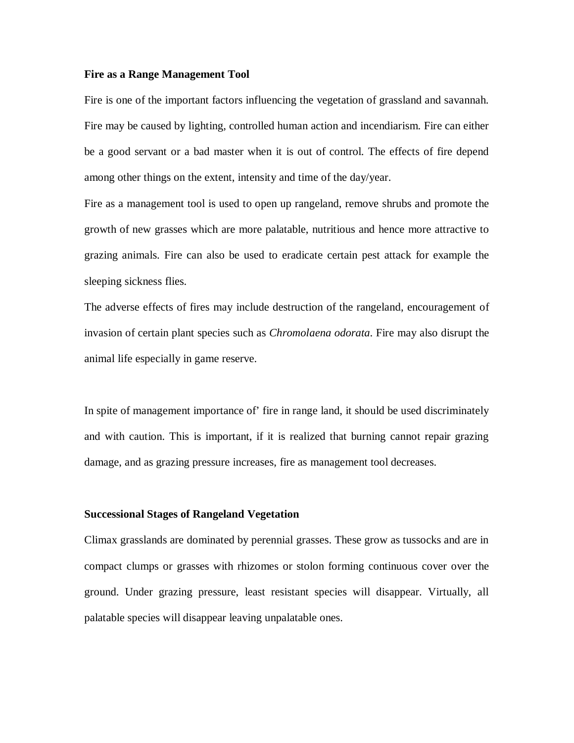**Fire as a Range Management Tool**

Fire is one of the important factors influencing the vegetation of grassland and savannah. Fire may be caused by lighting, controlled human action and incendiarism. Fire can either be a good servant or a bad master when it is out of control. The effects of fire depend among other things on the extent, intensity and time of the day/year.

Fire as a management tool is used to open up rangeland, remove shrubs and promote the growth of new grasses which are more palatable, nutritious and hence more attractive to grazing animals. Fire can also be used to eradicate certain pest attack for example the sleeping sickness flies.

The adverse effects of fires may include destruction of the rangeland, encouragement of invasion of certain plant species such as *Chromolaena odorata*. Fire may also disrupt the animal life especially in game reserve.

In spite of management importance of' fire in range land, it should be used discriminately and with caution. This is important, if it is realized that burning cannot repair grazing damage, and as grazing pressure increases, fire as management tool decreases.

**Successional Stages of Rangeland Vegetation**

Climax grasslands are dominated by perennial grasses. These grow as tussocks and are in compact clumps or grasses with rhizomes or stolon forming continuous cover over the ground. Under grazing pressure, least resistant species will disappear. Virtually, all palatable species will disappear leaving unpalatable ones.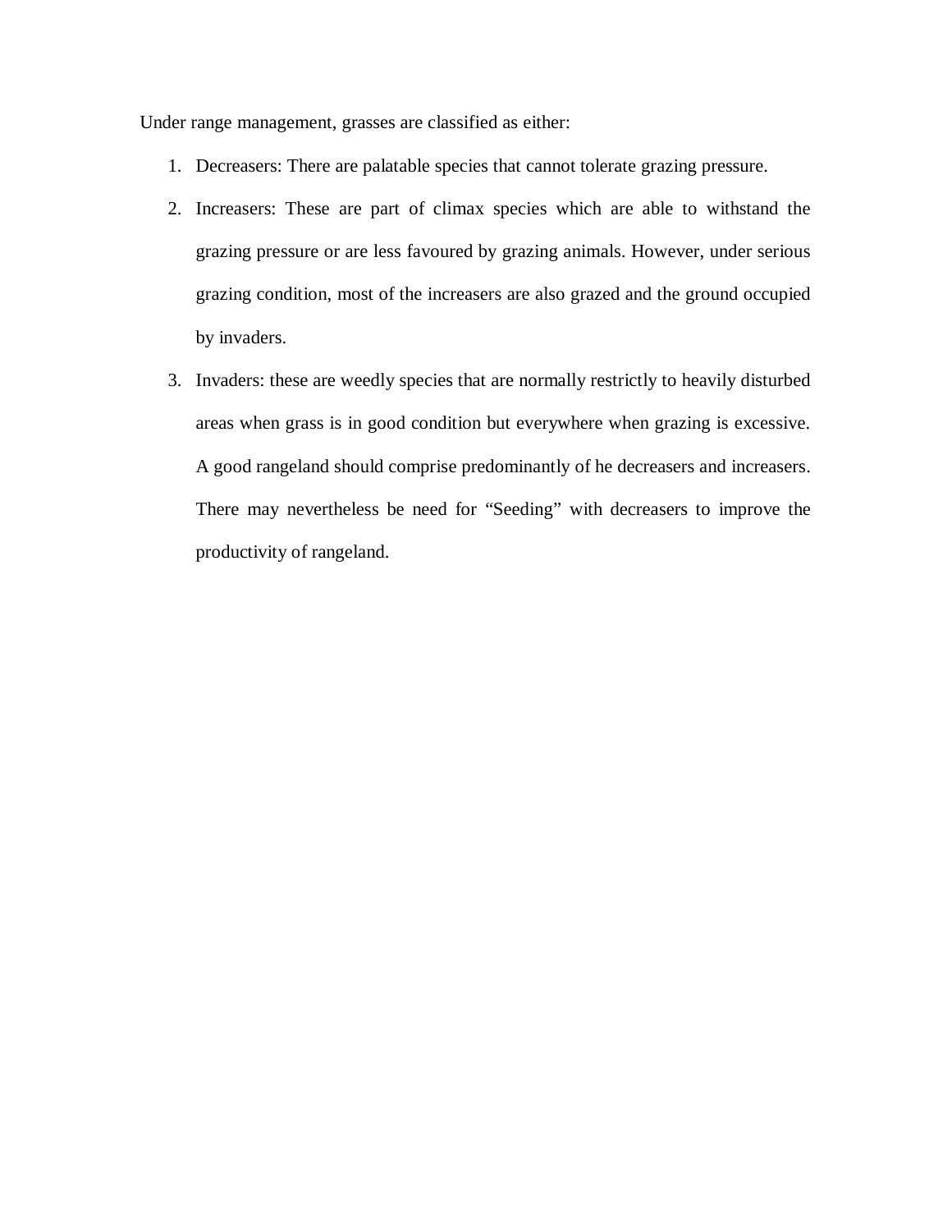Under range management, grasses are classified as either:

1. Decreasers: There are palatable species that cannot tolerate grazing pressure.
2. Increasers: These are part of climax species which are able to withstand the grazing pressure or are less favoured by grazing animals. However, under serious grazing condition, most of the increasers are also grazed and the ground occupied by invaders.
3. Invaders: these are weedly species that are normally restrictly to heavily disturbed areas when grass is in good condition but everywhere when grazing is excessive. A good rangeland should comprise predominantly of he decreasers and increasers. There may nevertheless be need for "Seeding" with decreasers to improve the productivity of rangeland.